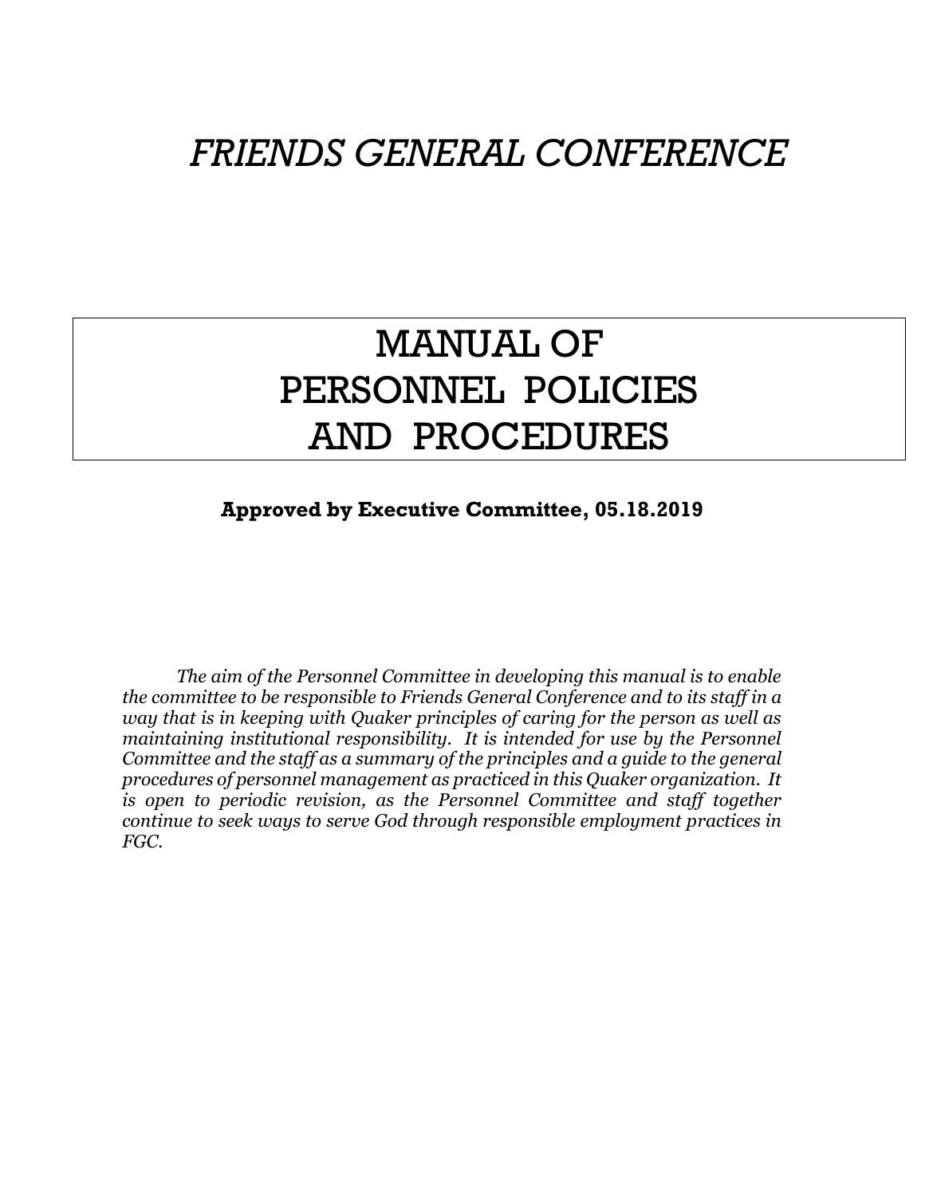# *FRIENDS GENERAL CONFERENCE*

# MANUAL OF PERSONNEL POLICIES AND PROCEDURES

**Approved by Executive Committee, 05.18.2019**

*The aim of the Personnel Committee in developing this manual is to enable the committee to be responsible to Friends General Conference and to its staff in a way that is in keeping with Quaker principles of caring for the person as well as maintaining institutional responsibility. It is intended for use by the Personnel Committee and the staff as a summary of the principles and a guide to the general procedures of personnel management as practiced in this Quaker organization. It is open to periodic revision, as the Personnel Committee and staff together continue to seek ways to serve God through responsible employment practices in FGC.*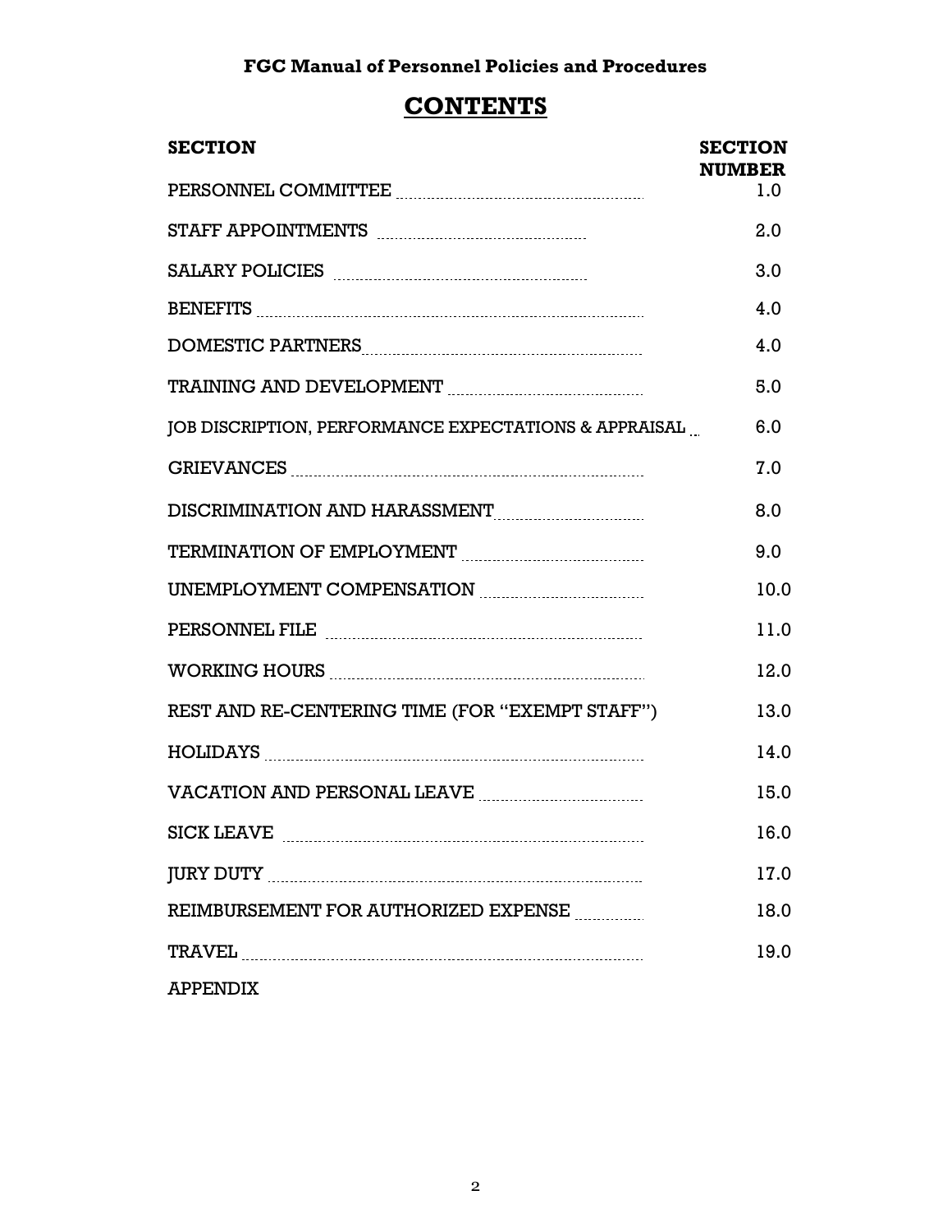**FGC Manual of Personnel Policies and Procedures**

# CONTENTS

| SECTION | SECTION NUMBER |
|---|---|
| PERSONNEL COMMITTEE | 1.0 |
| STAFF APPOINTMENTS | 2.0 |
| SALARY POLICIES | 3.0 |
| BENEFITS | 4.0 |
| DOMESTIC PARTNERS | 4.0 |
| TRAINING AND DEVELOPMENT | 5.0 |
| JOB DISCRIPTION, PERFORMANCE EXPECTATIONS & APPRAISAL | 6.0 |
| GRIEVANCES | 7.0 |
| DISCRIMINATION AND HARASSMENT | 8.0 |
| TERMINATION OF EMPLOYMENT | 9.0 |
| UNEMPLOYMENT COMPENSATION | 10.0 |
| PERSONNEL FILE | 11.0 |
| WORKING HOURS | 12.0 |
| REST AND RE-CENTERING TIME (FOR "EXEMPT STAFF") | 13.0 |
| HOLIDAYS | 14.0 |
| VACATION AND PERSONAL LEAVE | 15.0 |
| SICK LEAVE | 16.0 |
| JURY DUTY | 17.0 |
| REIMBURSEMENT FOR AUTHORIZED EXPENSE | 18.0 |
| TRAVEL | 19.0 |
| APPENDIX | |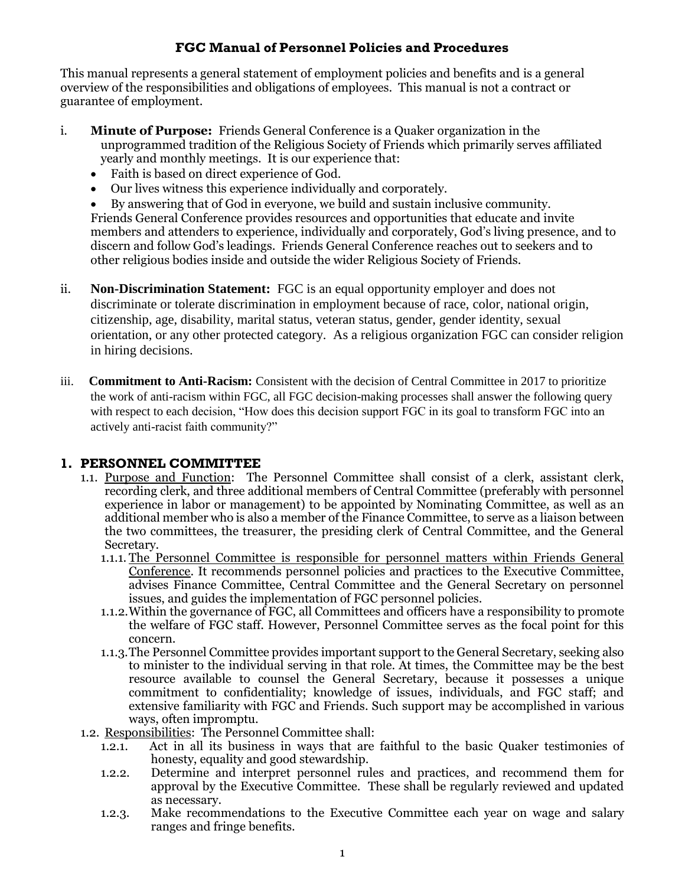**FGC Manual of Personnel Policies and Procedures**

This manual represents a general statement of employment policies and benefits and is a general overview of the responsibilities and obligations of employees. This manual is not a contract or guarantee of employment.

i. **Minute of Purpose:** Friends General Conference is a Quaker organization in the unprogrammed tradition of the Religious Society of Friends which primarily serves affiliated yearly and monthly meetings. It is our experience that:

- Faith is based on direct experience of God.
- Our lives witness this experience individually and corporately.
- By answering that of God in everyone, we build and sustain inclusive community.

Friends General Conference provides resources and opportunities that educate and invite members and attenders to experience, individually and corporately, God's living presence, and to discern and follow God's leadings. Friends General Conference reaches out to seekers and to other religious bodies inside and outside the wider Religious Society of Friends.

ii. **Non-Discrimination Statement:** FGC is an equal opportunity employer and does not discriminate or tolerate discrimination in employment because of race, color, national origin, citizenship, age, disability, marital status, veteran status, gender, gender identity, sexual orientation, or any other protected category. As a religious organization FGC can consider religion in hiring decisions.

iii. **Commitment to Anti-Racism:** Consistent with the decision of Central Committee in 2017 to prioritize the work of anti-racism within FGC, all FGC decision-making processes shall answer the following query with respect to each decision, "How does this decision support FGC in its goal to transform FGC into an actively anti-racist faith community?"

## 1. PERSONNEL COMMITTEE

1.1. Purpose and Function: The Personnel Committee shall consist of a clerk, assistant clerk, recording clerk, and three additional members of Central Committee (preferably with personnel experience in labor or management) to be appointed by Nominating Committee, as well as an additional member who is also a member of the Finance Committee, to serve as a liaison between the two committees, the treasurer, the presiding clerk of Central Committee, and the General Secretary.

1.1.1. The Personnel Committee is responsible for personnel matters within Friends General Conference. It recommends personnel policies and practices to the Executive Committee, advises Finance Committee, Central Committee and the General Secretary on personnel issues, and guides the implementation of FGC personnel policies.

1.1.2. Within the governance of FGC, all Committees and officers have a responsibility to promote the welfare of FGC staff. However, Personnel Committee serves as the focal point for this concern.

1.1.3. The Personnel Committee provides important support to the General Secretary, seeking also to minister to the individual serving in that role. At times, the Committee may be the best resource available to counsel the General Secretary, because it possesses a unique commitment to confidentiality; knowledge of issues, individuals, and FGC staff; and extensive familiarity with FGC and Friends. Such support may be accomplished in various ways, often impromptu.

1.2. Responsibilities: The Personnel Committee shall:

1.2.1. Act in all its business in ways that are faithful to the basic Quaker testimonies of honesty, equality and good stewardship.

1.2.2. Determine and interpret personnel rules and practices, and recommend them for approval by the Executive Committee. These shall be regularly reviewed and updated as necessary.

1.2.3. Make recommendations to the Executive Committee each year on wage and salary ranges and fringe benefits.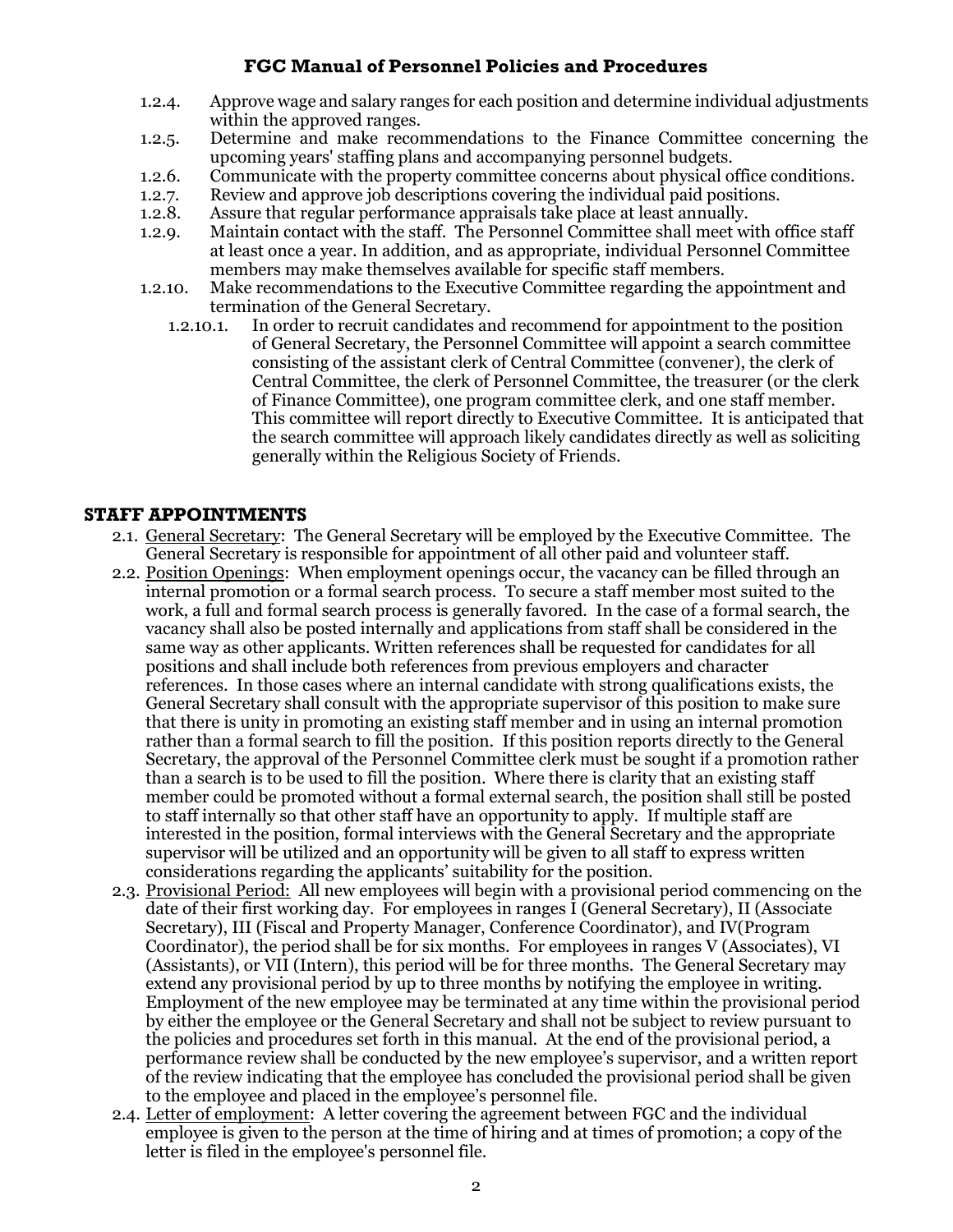1.2.4. Approve wage and salary ranges for each position and determine individual adjustments within the approved ranges.

1.2.5. Determine and make recommendations to the Finance Committee concerning the upcoming years' staffing plans and accompanying personnel budgets.

1.2.6. Communicate with the property committee concerns about physical office conditions.

1.2.7. Review and approve job descriptions covering the individual paid positions.

1.2.8. Assure that regular performance appraisals take place at least annually.

1.2.9. Maintain contact with the staff. The Personnel Committee shall meet with office staff at least once a year. In addition, and as appropriate, individual Personnel Committee members may make themselves available for specific staff members.

1.2.10. Make recommendations to the Executive Committee regarding the appointment and termination of the General Secretary.

1.2.10.1. In order to recruit candidates and recommend for appointment to the position of General Secretary, the Personnel Committee will appoint a search committee consisting of the assistant clerk of Central Committee (convener), the clerk of Central Committee, the clerk of Personnel Committee, the treasurer (or the clerk of Finance Committee), one program committee clerk, and one staff member. This committee will report directly to Executive Committee. It is anticipated that the search committee will approach likely candidates directly as well as soliciting generally within the Religious Society of Friends.

## STAFF APPOINTMENTS

2.1. General Secretary: The General Secretary will be employed by the Executive Committee. The General Secretary is responsible for appointment of all other paid and volunteer staff.

2.2. Position Openings: When employment openings occur, the vacancy can be filled through an internal promotion or a formal search process. To secure a staff member most suited to the work, a full and formal search process is generally favored. In the case of a formal search, the vacancy shall also be posted internally and applications from staff shall be considered in the same way as other applicants. Written references shall be requested for candidates for all positions and shall include both references from previous employers and character references. In those cases where an internal candidate with strong qualifications exists, the General Secretary shall consult with the appropriate supervisor of this position to make sure that there is unity in promoting an existing staff member and in using an internal promotion rather than a formal search to fill the position. If this position reports directly to the General Secretary, the approval of the Personnel Committee clerk must be sought if a promotion rather than a search is to be used to fill the position. Where there is clarity that an existing staff member could be promoted without a formal external search, the position shall still be posted to staff internally so that other staff have an opportunity to apply. If multiple staff are interested in the position, formal interviews with the General Secretary and the appropriate supervisor will be utilized and an opportunity will be given to all staff to express written considerations regarding the applicants' suitability for the position.

2.3. Provisional Period: All new employees will begin with a provisional period commencing on the date of their first working day. For employees in ranges I (General Secretary), II (Associate Secretary), III (Fiscal and Property Manager, Conference Coordinator), and IV(Program Coordinator), the period shall be for six months. For employees in ranges V (Associates), VI (Assistants), or VII (Intern), this period will be for three months. The General Secretary may extend any provisional period by up to three months by notifying the employee in writing. Employment of the new employee may be terminated at any time within the provisional period by either the employee or the General Secretary and shall not be subject to review pursuant to the policies and procedures set forth in this manual. At the end of the provisional period, a performance review shall be conducted by the new employee's supervisor, and a written report of the review indicating that the employee has concluded the provisional period shall be given to the employee and placed in the employee's personnel file.

2.4. Letter of employment: A letter covering the agreement between FGC and the individual employee is given to the person at the time of hiring and at times of promotion; a copy of the letter is filed in the employee's personnel file.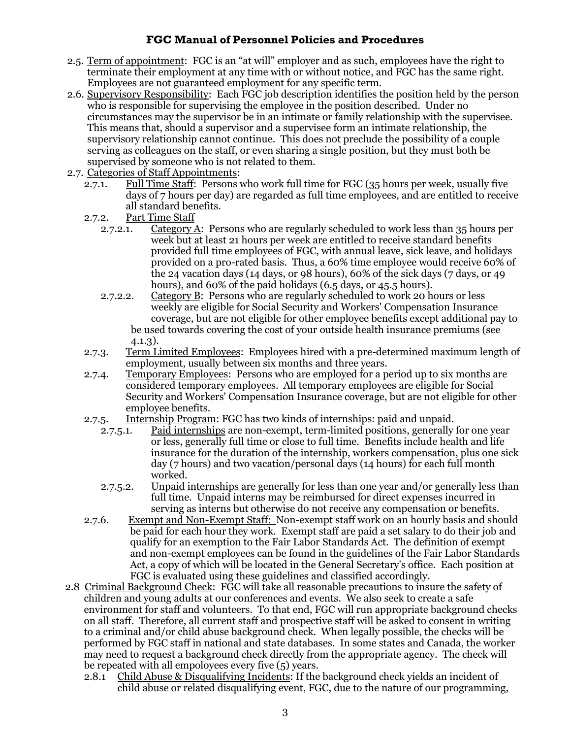- 2.5. Term of appointment: FGC is an "at will" employer and as such, employees have the right to terminate their employment at any time with or without notice, and FGC has the same right. Employees are not guaranteed employment for any specific term.
- 2.6. Supervisory Responsibility: Each FGC job description identifies the position held by the person who is responsible for supervising the employee in the position described. Under no circumstances may the supervisor be in an intimate or family relationship with the supervisee. This means that, should a supervisor and a supervisee form an intimate relationship, the supervisory relationship cannot continue. This does not preclude the possibility of a couple serving as colleagues on the staff, or even sharing a single position, but they must both be supervised by someone who is not related to them.
- 2.7. Categories of Staff Appointments:
  - 2.7.1. Full Time Staff: Persons who work full time for FGC (35 hours per week, usually five days of 7 hours per day) are regarded as full time employees, and are entitled to receive all standard benefits.
  - 2.7.2. Part Time Staff
    - 2.7.2.1. Category A: Persons who are regularly scheduled to work less than 35 hours per week but at least 21 hours per week are entitled to receive standard benefits provided full time employees of FGC, with annual leave, sick leave, and holidays provided on a pro-rated basis. Thus, a 60% time employee would receive 60% of the 24 vacation days (14 days, or 98 hours), 60% of the sick days (7 days, or 49 hours), and 60% of the paid holidays (6.5 days, or 45.5 hours).
    - 2.7.2.2. Category B: Persons who are regularly scheduled to work 20 hours or less weekly are eligible for Social Security and Workers' Compensation Insurance coverage, but are not eligible for other employee benefits except additional pay to be used towards covering the cost of your outside health insurance premiums (see 4.1.3).
  - 2.7.3. Term Limited Employees: Employees hired with a pre-determined maximum length of employment, usually between six months and three years.
  - 2.7.4. Temporary Employees: Persons who are employed for a period up to six months are considered temporary employees. All temporary employees are eligible for Social Security and Workers' Compensation Insurance coverage, but are not eligible for other employee benefits.
  - 2.7.5. Internship Program: FGC has two kinds of internships: paid and unpaid.
    - 2.7.5.1. Paid internships are non-exempt, term-limited positions, generally for one year or less, generally full time or close to full time. Benefits include health and life insurance for the duration of the internship, workers compensation, plus one sick day (7 hours) and two vacation/personal days (14 hours) for each full month worked.
    - 2.7.5.2. Unpaid internships are generally for less than one year and/or generally less than full time. Unpaid interns may be reimbursed for direct expenses incurred in serving as interns but otherwise do not receive any compensation or benefits.
  - 2.7.6. Exempt and Non-Exempt Staff: Non-exempt staff work on an hourly basis and should be paid for each hour they work. Exempt staff are paid a set salary to do their job and qualify for an exemption to the Fair Labor Standards Act. The definition of exempt and non-exempt employees can be found in the guidelines of the Fair Labor Standards Act, a copy of which will be located in the General Secretary's office. Each position at FGC is evaluated using these guidelines and classified accordingly.
- 2.8 Criminal Background Check: FGC will take all reasonable precautions to insure the safety of children and young adults at our conferences and events. We also seek to create a safe environment for staff and volunteers. To that end, FGC will run appropriate background checks on all staff. Therefore, all current staff and prospective staff will be asked to consent in writing to a criminal and/or child abuse background check. When legally possible, the checks will be performed by FGC staff in national and state databases. In some states and Canada, the worker may need to request a background check directly from the appropriate agency. The check will be repeated with all employees every five (5) years.
  - 2.8.1 Child Abuse & Disqualifying Incidents: If the background check yields an incident of child abuse or related disqualifying event, FGC, due to the nature of our programming,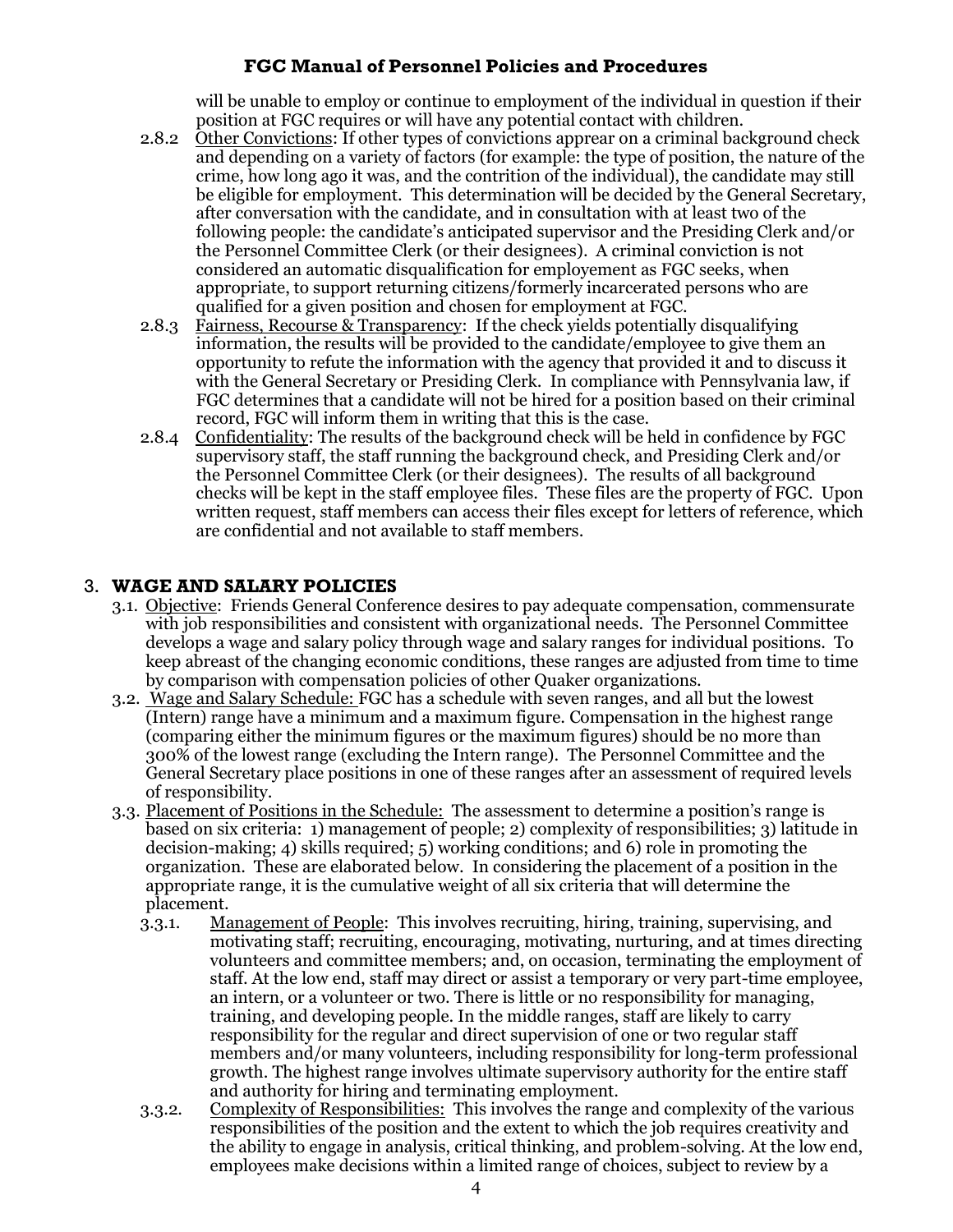will be unable to employ or continue to employment of the individual in question if their position at FGC requires or will have any potential contact with children.

2.8.2 Other Convictions: If other types of convictions apprear on a criminal background check and depending on a variety of factors (for example: the type of position, the nature of the crime, how long ago it was, and the contrition of the individual), the candidate may still be eligible for employment. This determination will be decided by the General Secretary, after conversation with the candidate, and in consultation with at least two of the following people: the candidate's anticipated supervisor and the Presiding Clerk and/or the Personnel Committee Clerk (or their designees). A criminal conviction is not considered an automatic disqualification for employement as FGC seeks, when appropriate, to support returning citizens/formerly incarcerated persons who are qualified for a given position and chosen for employment at FGC.

2.8.3 Fairness, Recourse & Transparency: If the check yields potentially disqualifying information, the results will be provided to the candidate/employee to give them an opportunity to refute the information with the agency that provided it and to discuss it with the General Secretary or Presiding Clerk. In compliance with Pennsylvania law, if FGC determines that a candidate will not be hired for a position based on their criminal record, FGC will inform them in writing that this is the case.

2.8.4 Confidentiality: The results of the background check will be held in confidence by FGC supervisory staff, the staff running the background check, and Presiding Clerk and/or the Personnel Committee Clerk (or their designees). The results of all background checks will be kept in the staff employee files. These files are the property of FGC. Upon written request, staff members can access their files except for letters of reference, which are confidential and not available to staff members.

## 3. WAGE AND SALARY POLICIES

3.1. Objective: Friends General Conference desires to pay adequate compensation, commensurate with job responsibilities and consistent with organizational needs. The Personnel Committee develops a wage and salary policy through wage and salary ranges for individual positions. To keep abreast of the changing economic conditions, these ranges are adjusted from time to time by comparison with compensation policies of other Quaker organizations.

3.2. Wage and Salary Schedule: FGC has a schedule with seven ranges, and all but the lowest (Intern) range have a minimum and a maximum figure. Compensation in the highest range (comparing either the minimum figures or the maximum figures) should be no more than 300% of the lowest range (excluding the Intern range). The Personnel Committee and the General Secretary place positions in one of these ranges after an assessment of required levels of responsibility.

3.3. Placement of Positions in the Schedule: The assessment to determine a position's range is based on six criteria: 1) management of people; 2) complexity of responsibilities; 3) latitude in decision-making; 4) skills required; 5) working conditions; and 6) role in promoting the organization. These are elaborated below. In considering the placement of a position in the appropriate range, it is the cumulative weight of all six criteria that will determine the placement.

3.3.1. Management of People: This involves recruiting, hiring, training, supervising, and motivating staff; recruiting, encouraging, motivating, nurturing, and at times directing volunteers and committee members; and, on occasion, terminating the employment of staff. At the low end, staff may direct or assist a temporary or very part-time employee, an intern, or a volunteer or two. There is little or no responsibility for managing, training, and developing people. In the middle ranges, staff are likely to carry responsibility for the regular and direct supervision of one or two regular staff members and/or many volunteers, including responsibility for long-term professional growth. The highest range involves ultimate supervisory authority for the entire staff and authority for hiring and terminating employment.

3.3.2. Complexity of Responsibilities: This involves the range and complexity of the various responsibilities of the position and the extent to which the job requires creativity and the ability to engage in analysis, critical thinking, and problem-solving. At the low end, employees make decisions within a limited range of choices, subject to review by a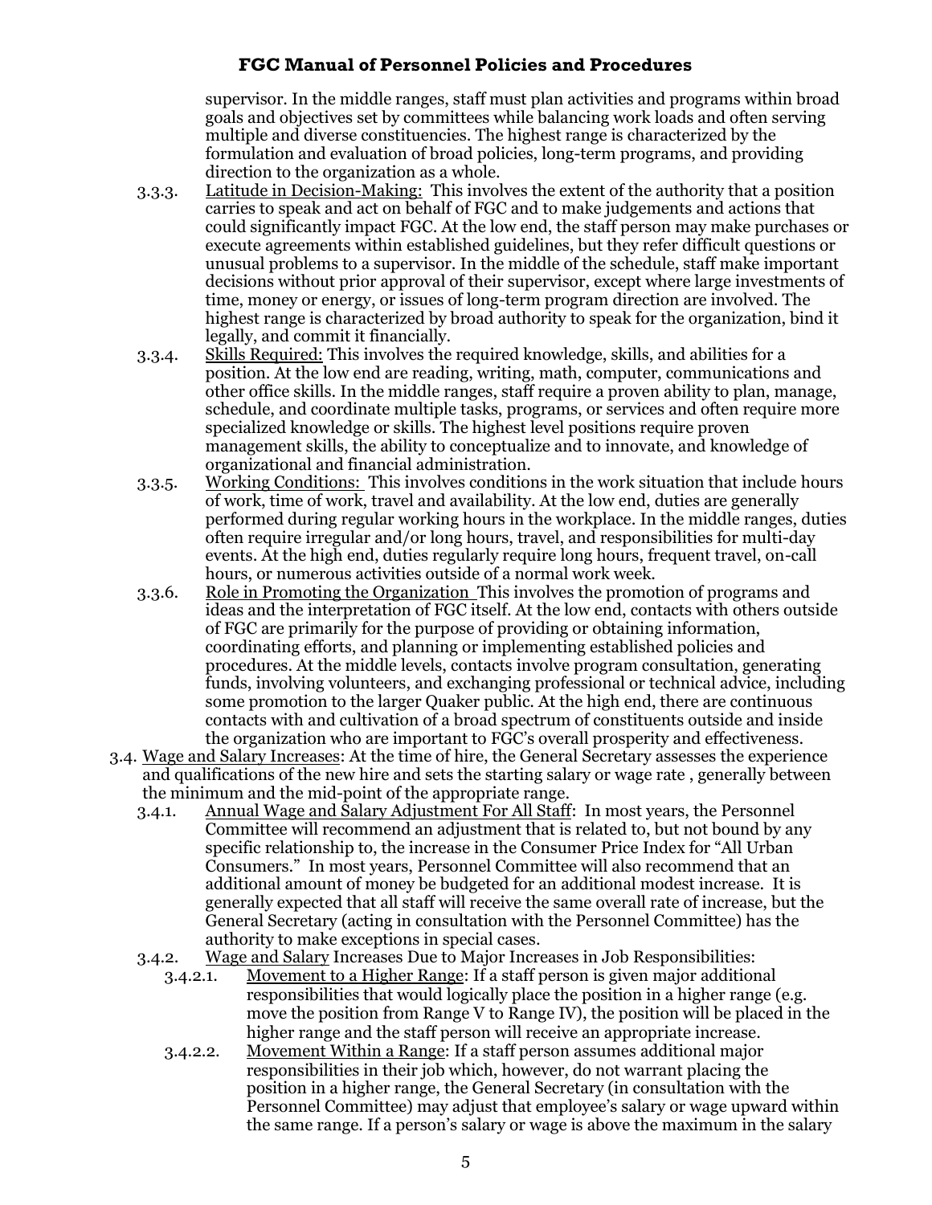supervisor. In the middle ranges, staff must plan activities and programs within broad goals and objectives set by committees while balancing work loads and often serving multiple and diverse constituencies. The highest range is characterized by the formulation and evaluation of broad policies, long-term programs, and providing direction to the organization as a whole.

3.3.3. Latitude in Decision-Making: This involves the extent of the authority that a position carries to speak and act on behalf of FGC and to make judgements and actions that could significantly impact FGC. At the low end, the staff person may make purchases or execute agreements within established guidelines, but they refer difficult questions or unusual problems to a supervisor. In the middle of the schedule, staff make important decisions without prior approval of their supervisor, except where large investments of time, money or energy, or issues of long-term program direction are involved. The highest range is characterized by broad authority to speak for the organization, bind it legally, and commit it financially.

3.3.4. Skills Required: This involves the required knowledge, skills, and abilities for a position. At the low end are reading, writing, math, computer, communications and other office skills. In the middle ranges, staff require a proven ability to plan, manage, schedule, and coordinate multiple tasks, programs, or services and often require more specialized knowledge or skills. The highest level positions require proven management skills, the ability to conceptualize and to innovate, and knowledge of organizational and financial administration.

3.3.5. Working Conditions: This involves conditions in the work situation that include hours of work, time of work, travel and availability. At the low end, duties are generally performed during regular working hours in the workplace. In the middle ranges, duties often require irregular and/or long hours, travel, and responsibilities for multi-day events. At the high end, duties regularly require long hours, frequent travel, on-call hours, or numerous activities outside of a normal work week.

3.3.6. Role in Promoting the Organization This involves the promotion of programs and ideas and the interpretation of FGC itself. At the low end, contacts with others outside of FGC are primarily for the purpose of providing or obtaining information, coordinating efforts, and planning or implementing established policies and procedures. At the middle levels, contacts involve program consultation, generating funds, involving volunteers, and exchanging professional or technical advice, including some promotion to the larger Quaker public. At the high end, there are continuous contacts with and cultivation of a broad spectrum of constituents outside and inside the organization who are important to FGC's overall prosperity and effectiveness.

3.4. Wage and Salary Increases: At the time of hire, the General Secretary assesses the experience and qualifications of the new hire and sets the starting salary or wage rate , generally between the minimum and the mid-point of the appropriate range.

3.4.1. Annual Wage and Salary Adjustment For All Staff: In most years, the Personnel Committee will recommend an adjustment that is related to, but not bound by any specific relationship to, the increase in the Consumer Price Index for "All Urban Consumers." In most years, Personnel Committee will also recommend that an additional amount of money be budgeted for an additional modest increase. It is generally expected that all staff will receive the same overall rate of increase, but the General Secretary (acting in consultation with the Personnel Committee) has the authority to make exceptions in special cases.

3.4.2. Wage and Salary Increases Due to Major Increases in Job Responsibilities:

3.4.2.1. Movement to a Higher Range: If a staff person is given major additional responsibilities that would logically place the position in a higher range (e.g. move the position from Range V to Range IV), the position will be placed in the higher range and the staff person will receive an appropriate increase.

3.4.2.2. Movement Within a Range: If a staff person assumes additional major responsibilities in their job which, however, do not warrant placing the position in a higher range, the General Secretary (in consultation with the Personnel Committee) may adjust that employee's salary or wage upward within the same range. If a person's salary or wage is above the maximum in the salary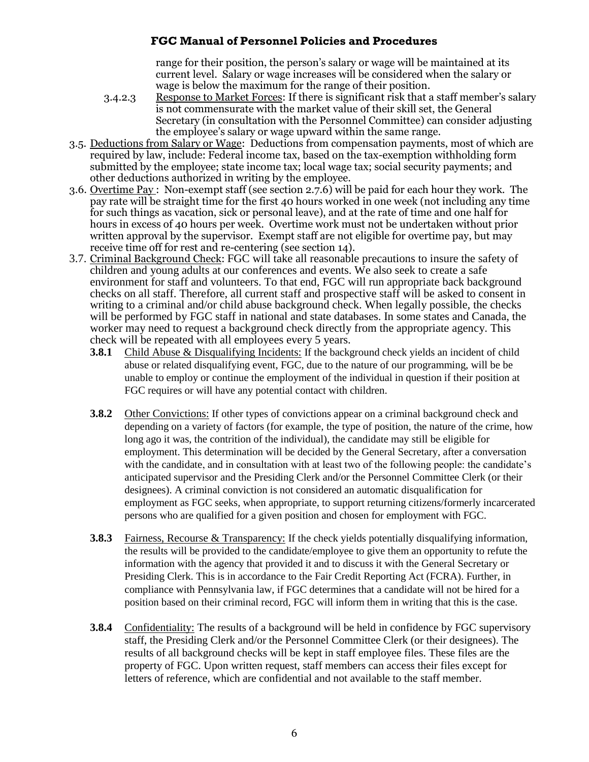range for their position, the person's salary or wage will be maintained at its current level. Salary or wage increases will be considered when the salary or wage is below the maximum for the range of their position.

3.4.2.3 Response to Market Forces: If there is significant risk that a staff member's salary is not commensurate with the market value of their skill set, the General Secretary (in consultation with the Personnel Committee) can consider adjusting the employee's salary or wage upward within the same range.

3.5. Deductions from Salary or Wage: Deductions from compensation payments, most of which are required by law, include: Federal income tax, based on the tax-exemption withholding form submitted by the employee; state income tax; local wage tax; social security payments; and other deductions authorized in writing by the employee.

3.6. Overtime Pay : Non-exempt staff (see section 2.7.6) will be paid for each hour they work. The pay rate will be straight time for the first 40 hours worked in one week (not including any time for such things as vacation, sick or personal leave), and at the rate of time and one half for hours in excess of 40 hours per week. Overtime work must not be undertaken without prior written approval by the supervisor. Exempt staff are not eligible for overtime pay, but may receive time off for rest and re-centering (see section 14).

3.7. Criminal Background Check: FGC will take all reasonable precautions to insure the safety of children and young adults at our conferences and events. We also seek to create a safe environment for staff and volunteers. To that end, FGC will run appropriate back background checks on all staff. Therefore, all current staff and prospective staff will be asked to consent in writing to a criminal and/or child abuse background check. When legally possible, the checks will be performed by FGC staff in national and state databases. In some states and Canada, the worker may need to request a background check directly from the appropriate agency. This check will be repeated with all employees every 5 years.

**3.8.1** Child Abuse & Disqualifying Incidents: If the background check yields an incident of child abuse or related disqualifying event, FGC, due to the nature of our programming, will be be unable to employ or continue the employment of the individual in question if their position at FGC requires or will have any potential contact with children.

**3.8.2** Other Convictions: If other types of convictions appear on a criminal background check and depending on a variety of factors (for example, the type of position, the nature of the crime, how long ago it was, the contrition of the individual), the candidate may still be eligible for employment. This determination will be decided by the General Secretary, after a conversation with the candidate, and in consultation with at least two of the following people: the candidate's anticipated supervisor and the Presiding Clerk and/or the Personnel Committee Clerk (or their designees). A criminal conviction is not considered an automatic disqualification for employment as FGC seeks, when appropriate, to support returning citizens/formerly incarcerated persons who are qualified for a given position and chosen for employment with FGC.

**3.8.3** Fairness, Recourse & Transparency: If the check yields potentially disqualifying information, the results will be provided to the candidate/employee to give them an opportunity to refute the information with the agency that provided it and to discuss it with the General Secretary or Presiding Clerk. This is in accordance to the Fair Credit Reporting Act (FCRA). Further, in compliance with Pennsylvania law, if FGC determines that a candidate will not be hired for a position based on their criminal record, FGC will inform them in writing that this is the case.

**3.8.4** Confidentiality: The results of a background will be held in confidence by FGC supervisory staff, the Presiding Clerk and/or the Personnel Committee Clerk (or their designees). The results of all background checks will be kept in staff employee files. These files are the property of FGC. Upon written request, staff members can access their files except for letters of reference, which are confidential and not available to the staff member.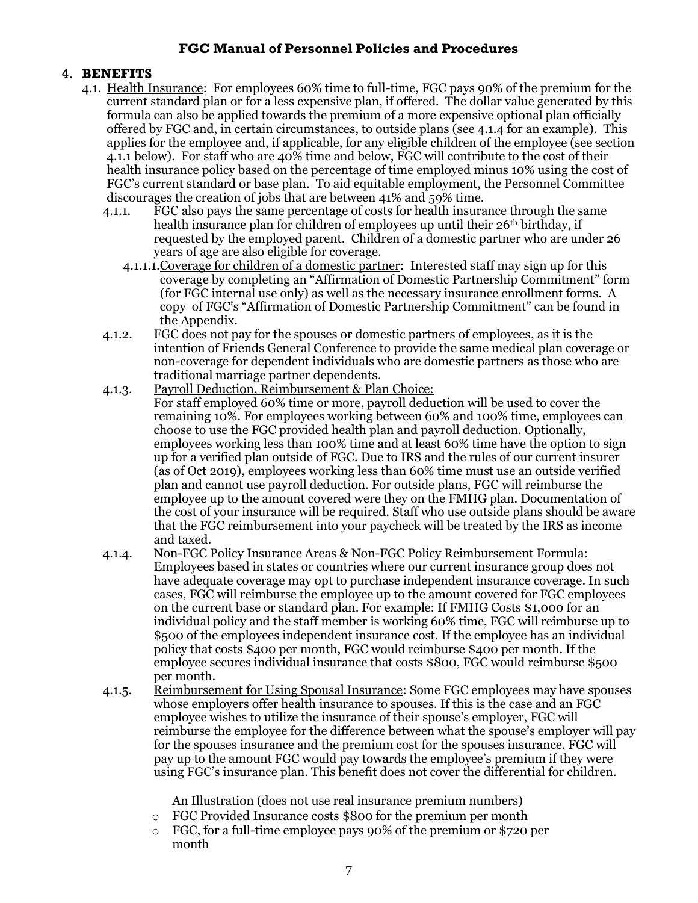**FGC Manual of Personnel Policies and Procedures**

## 4. BENEFITS

4.1. Health Insurance: For employees 60% time to full-time, FGC pays 90% of the premium for the current standard plan or for a less expensive plan, if offered. The dollar value generated by this formula can also be applied towards the premium of a more expensive optional plan officially offered by FGC and, in certain circumstances, to outside plans (see 4.1.4 for an example). This applies for the employee and, if applicable, for any eligible children of the employee (see section 4.1.1 below). For staff who are 40% time and below, FGC will contribute to the cost of their health insurance policy based on the percentage of time employed minus 10% using the cost of FGC's current standard or base plan. To aid equitable employment, the Personnel Committee discourages the creation of jobs that are between 41% and 59% time.

4.1.1. FGC also pays the same percentage of costs for health insurance through the same health insurance plan for children of employees up until their 26th birthday, if requested by the employed parent. Children of a domestic partner who are under 26 years of age are also eligible for coverage.

4.1.1.1. Coverage for children of a domestic partner: Interested staff may sign up for this coverage by completing an "Affirmation of Domestic Partnership Commitment" form (for FGC internal use only) as well as the necessary insurance enrollment forms. A copy of FGC's "Affirmation of Domestic Partnership Commitment" can be found in the Appendix.

4.1.2. FGC does not pay for the spouses or domestic partners of employees, as it is the intention of Friends General Conference to provide the same medical plan coverage or non-coverage for dependent individuals who are domestic partners as those who are traditional marriage partner dependents.

4.1.3. Payroll Deduction, Reimbursement & Plan Choice:
For staff employed 60% time or more, payroll deduction will be used to cover the remaining 10%. For employees working between 60% and 100% time, employees can choose to use the FGC provided health plan and payroll deduction. Optionally, employees working less than 100% time and at least 60% time have the option to sign up for a verified plan outside of FGC. Due to IRS and the rules of our current insurer (as of Oct 2019), employees working less than 60% time must use an outside verified plan and cannot use payroll deduction. For outside plans, FGC will reimburse the employee up to the amount covered were they on the FMHG plan. Documentation of the cost of your insurance will be required. Staff who use outside plans should be aware that the FGC reimbursement into your paycheck will be treated by the IRS as income and taxed.

4.1.4. Non-FGC Policy Insurance Areas & Non-FGC Policy Reimbursement Formula:
Employees based in states or countries where our current insurance group does not have adequate coverage may opt to purchase independent insurance coverage. In such cases, FGC will reimburse the employee up to the amount covered for FGC employees on the current base or standard plan. For example: If FMHG Costs $1,000 for an individual policy and the staff member is working 60% time, FGC will reimburse up to $500 of the employees independent insurance cost. If the employee has an individual policy that costs $400 per month, FGC would reimburse $400 per month. If the employee secures individual insurance that costs $800, FGC would reimburse $500 per month.

4.1.5. Reimbursement for Using Spousal Insurance: Some FGC employees may have spouses whose employers offer health insurance to spouses. If this is the case and an FGC employee wishes to utilize the insurance of their spouse's employer, FGC will reimburse the employee for the difference between what the spouse's employer will pay for the spouses insurance and the premium cost for the spouses insurance. FGC will pay up to the amount FGC would pay towards the employee's premium if they were using FGC's insurance plan. This benefit does not cover the differential for children.

An Illustration (does not use real insurance premium numbers)

- FGC Provided Insurance costs $800 for the premium per month
- FGC, for a full-time employee pays 90% of the premium or $720 per month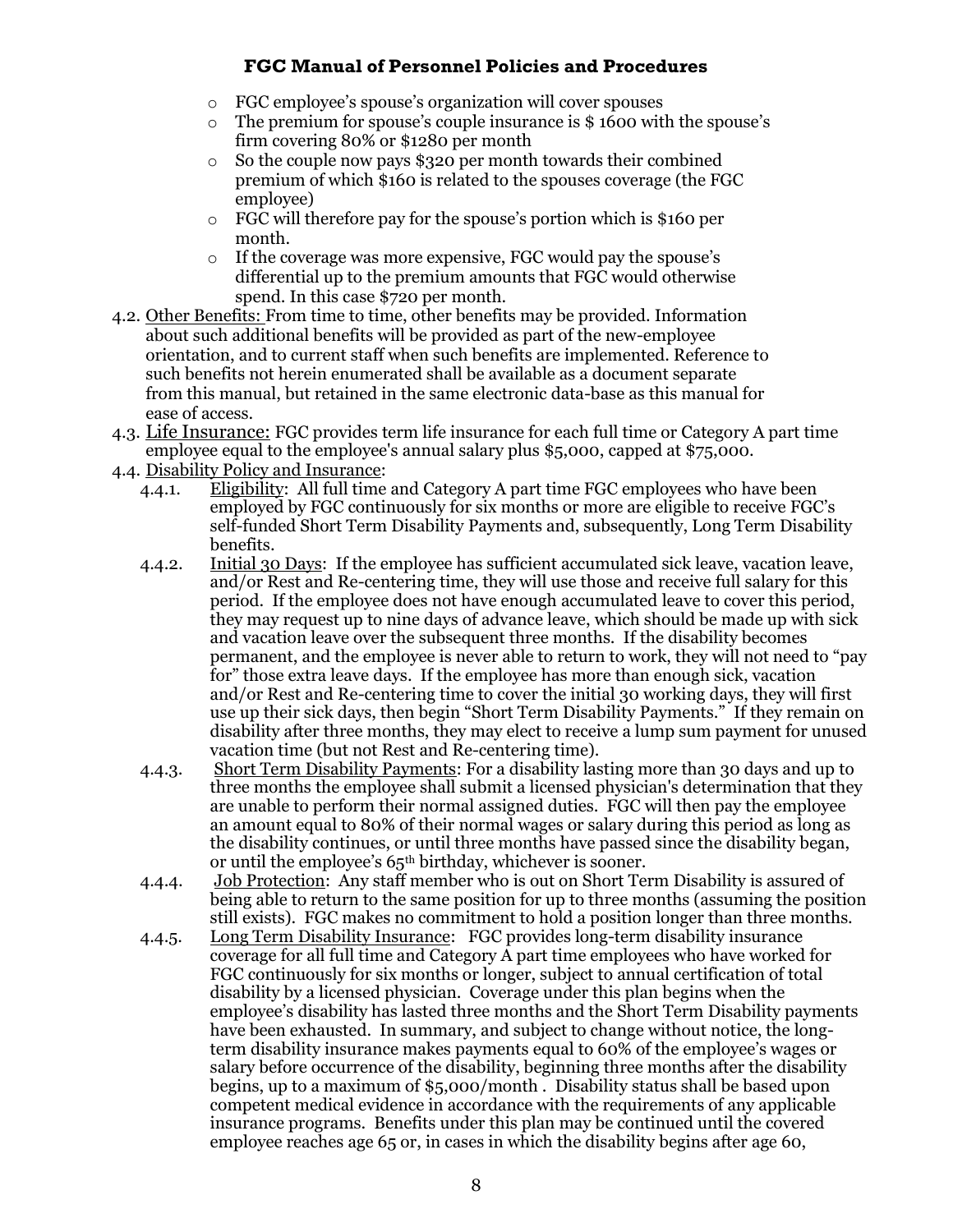- FGC employee's spouse's organization will cover spouses
- The premium for spouse's couple insurance is $ 1600 with the spouse's firm covering 80% or $1280 per month
- So the couple now pays $320 per month towards their combined premium of which $160 is related to the spouses coverage (the FGC employee)
- FGC will therefore pay for the spouse's portion which is $160 per month.
- If the coverage was more expensive, FGC would pay the spouse's differential up to the premium amounts that FGC would otherwise spend. In this case $720 per month.

4.2. Other Benefits: From time to time, other benefits may be provided. Information about such additional benefits will be provided as part of the new-employee orientation, and to current staff when such benefits are implemented. Reference to such benefits not herein enumerated shall be available as a document separate from this manual, but retained in the same electronic data-base as this manual for ease of access.

4.3. Life Insurance: FGC provides term life insurance for each full time or Category A part time employee equal to the employee's annual salary plus $5,000, capped at $75,000.

4.4. Disability Policy and Insurance:

4.4.1. Eligibility: All full time and Category A part time FGC employees who have been employed by FGC continuously for six months or more are eligible to receive FGC's self-funded Short Term Disability Payments and, subsequently, Long Term Disability benefits.

4.4.2. Initial 30 Days: If the employee has sufficient accumulated sick leave, vacation leave, and/or Rest and Re-centering time, they will use those and receive full salary for this period. If the employee does not have enough accumulated leave to cover this period, they may request up to nine days of advance leave, which should be made up with sick and vacation leave over the subsequent three months. If the disability becomes permanent, and the employee is never able to return to work, they will not need to "pay for" those extra leave days. If the employee has more than enough sick, vacation and/or Rest and Re-centering time to cover the initial 30 working days, they will first use up their sick days, then begin "Short Term Disability Payments." If they remain on disability after three months, they may elect to receive a lump sum payment for unused vacation time (but not Rest and Re-centering time).

4.4.3. Short Term Disability Payments: For a disability lasting more than 30 days and up to three months the employee shall submit a licensed physician's determination that they are unable to perform their normal assigned duties. FGC will then pay the employee an amount equal to 80% of their normal wages or salary during this period as long as the disability continues, or until three months have passed since the disability began, or until the employee's 65th birthday, whichever is sooner.

4.4.4. Job Protection: Any staff member who is out on Short Term Disability is assured of being able to return to the same position for up to three months (assuming the position still exists). FGC makes no commitment to hold a position longer than three months.

4.4.5. Long Term Disability Insurance: FGC provides long-term disability insurance coverage for all full time and Category A part time employees who have worked for FGC continuously for six months or longer, subject to annual certification of total disability by a licensed physician. Coverage under this plan begins when the employee's disability has lasted three months and the Short Term Disability payments have been exhausted. In summary, and subject to change without notice, the long-term disability insurance makes payments equal to 60% of the employee's wages or salary before occurrence of the disability, beginning three months after the disability begins, up to a maximum of $5,000/month . Disability status shall be based upon competent medical evidence in accordance with the requirements of any applicable insurance programs. Benefits under this plan may be continued until the covered employee reaches age 65 or, in cases in which the disability begins after age 60,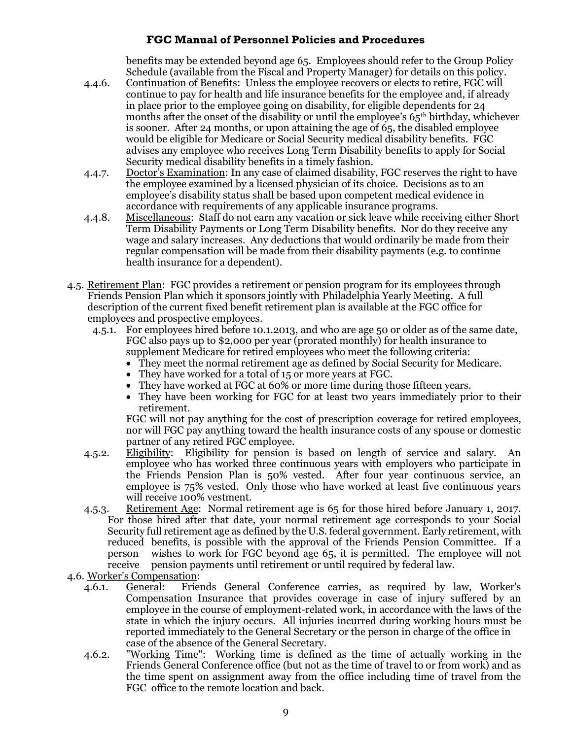benefits may be extended beyond age 65. Employees should refer to the Group Policy Schedule (available from the Fiscal and Property Manager) for details on this policy.

4.4.6. Continuation of Benefits: Unless the employee recovers or elects to retire, FGC will continue to pay for health and life insurance benefits for the employee and, if already in place prior to the employee going on disability, for eligible dependents for 24 months after the onset of the disability or until the employee's 65th birthday, whichever is sooner. After 24 months, or upon attaining the age of 65, the disabled employee would be eligible for Medicare or Social Security medical disability benefits. FGC advises any employee who receives Long Term Disability benefits to apply for Social Security medical disability benefits in a timely fashion.

4.4.7. Doctor's Examination: In any case of claimed disability, FGC reserves the right to have the employee examined by a licensed physician of its choice. Decisions as to an employee's disability status shall be based upon competent medical evidence in accordance with requirements of any applicable insurance programs.

4.4.8. Miscellaneous: Staff do not earn any vacation or sick leave while receiving either Short Term Disability Payments or Long Term Disability benefits. Nor do they receive any wage and salary increases. Any deductions that would ordinarily be made from their regular compensation will be made from their disability payments (e.g. to continue health insurance for a dependent).

4.5. Retirement Plan: FGC provides a retirement or pension program for its employees through Friends Pension Plan which it sponsors jointly with Philadelphia Yearly Meeting. A full description of the current fixed benefit retirement plan is available at the FGC office for employees and prospective employees.

4.5.1. For employees hired before 10.1.2013, and who are age 50 or older as of the same date, FGC also pays up to $2,000 per year (prorated monthly) for health insurance to supplement Medicare for retired employees who meet the following criteria:

- They meet the normal retirement age as defined by Social Security for Medicare.
- They have worked for a total of 15 or more years at FGC.
- They have worked at FGC at 60% or more time during those fifteen years.
- They have been working for FGC for at least two years immediately prior to their retirement.

FGC will not pay anything for the cost of prescription coverage for retired employees, nor will FGC pay anything toward the health insurance costs of any spouse or domestic partner of any retired FGC employee.

4.5.2. Eligibility: Eligibility for pension is based on length of service and salary. An employee who has worked three continuous years with employers who participate in the Friends Pension Plan is 50% vested. After four year continuous service, an employee is 75% vested. Only those who have worked at least five continuous years will receive 100% vestment.

4.5.3. Retirement Age: Normal retirement age is 65 for those hired before January 1, 2017. For those hired after that date, your normal retirement age corresponds to your Social Security full retirement age as defined by the U.S. federal government. Early retirement, with reduced benefits, is possible with the approval of the Friends Pension Committee. If a person wishes to work for FGC beyond age 65, it is permitted. The employee will not receive pension payments until retirement or until required by federal law.

4.6. Worker's Compensation:

4.6.1. General: Friends General Conference carries, as required by law, Worker's Compensation Insurance that provides coverage in case of injury suffered by an employee in the course of employment-related work, in accordance with the laws of the state in which the injury occurs. All injuries incurred during working hours must be reported immediately to the General Secretary or the person in charge of the office in case of the absence of the General Secretary.

4.6.2. "Working Time": Working time is defined as the time of actually working in the Friends General Conference office (but not as the time of travel to or from work) and as the time spent on assignment away from the office including time of travel from the FGC office to the remote location and back.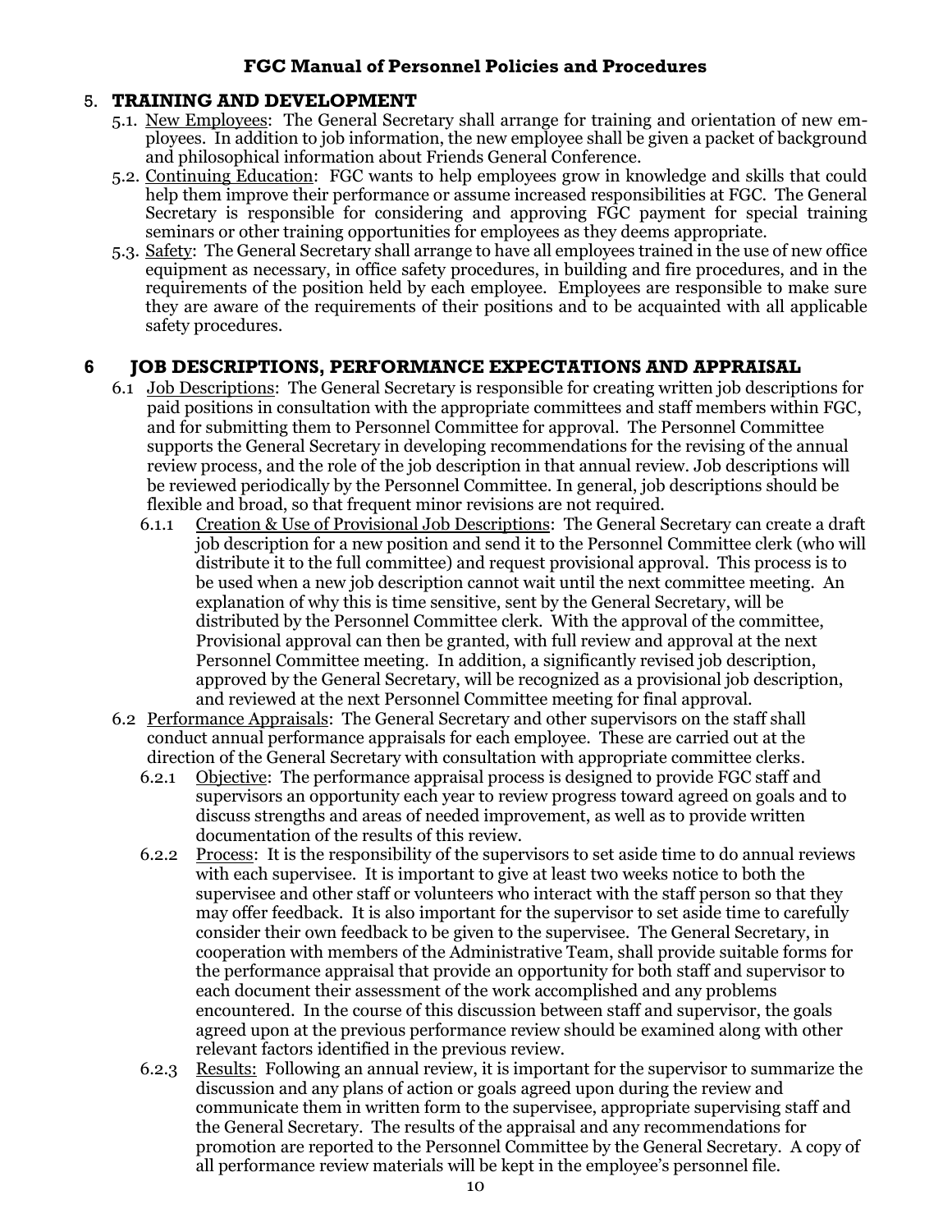## 5. TRAINING AND DEVELOPMENT

5.1. New Employees: The General Secretary shall arrange for training and orientation of new employees. In addition to job information, the new employee shall be given a packet of background and philosophical information about Friends General Conference.

5.2. Continuing Education: FGC wants to help employees grow in knowledge and skills that could help them improve their performance or assume increased responsibilities at FGC. The General Secretary is responsible for considering and approving FGC payment for special training seminars or other training opportunities for employees as they deems appropriate.

5.3. Safety: The General Secretary shall arrange to have all employees trained in the use of new office equipment as necessary, in office safety procedures, in building and fire procedures, and in the requirements of the position held by each employee. Employees are responsible to make sure they are aware of the requirements of their positions and to be acquainted with all applicable safety procedures.

## 6 JOB DESCRIPTIONS, PERFORMANCE EXPECTATIONS AND APPRAISAL

6.1 Job Descriptions: The General Secretary is responsible for creating written job descriptions for paid positions in consultation with the appropriate committees and staff members within FGC, and for submitting them to Personnel Committee for approval. The Personnel Committee supports the General Secretary in developing recommendations for the revising of the annual review process, and the role of the job description in that annual review. Job descriptions will be reviewed periodically by the Personnel Committee. In general, job descriptions should be flexible and broad, so that frequent minor revisions are not required.

6.1.1 Creation & Use of Provisional Job Descriptions: The General Secretary can create a draft job description for a new position and send it to the Personnel Committee clerk (who will distribute it to the full committee) and request provisional approval. This process is to be used when a new job description cannot wait until the next committee meeting. An explanation of why this is time sensitive, sent by the General Secretary, will be distributed by the Personnel Committee clerk. With the approval of the committee, Provisional approval can then be granted, with full review and approval at the next Personnel Committee meeting. In addition, a significantly revised job description, approved by the General Secretary, will be recognized as a provisional job description, and reviewed at the next Personnel Committee meeting for final approval.

6.2 Performance Appraisals: The General Secretary and other supervisors on the staff shall conduct annual performance appraisals for each employee. These are carried out at the direction of the General Secretary with consultation with appropriate committee clerks.

6.2.1 Objective: The performance appraisal process is designed to provide FGC staff and supervisors an opportunity each year to review progress toward agreed on goals and to discuss strengths and areas of needed improvement, as well as to provide written documentation of the results of this review.

6.2.2 Process: It is the responsibility of the supervisors to set aside time to do annual reviews with each supervisee. It is important to give at least two weeks notice to both the supervisee and other staff or volunteers who interact with the staff person so that they may offer feedback. It is also important for the supervisor to set aside time to carefully consider their own feedback to be given to the supervisee. The General Secretary, in cooperation with members of the Administrative Team, shall provide suitable forms for the performance appraisal that provide an opportunity for both staff and supervisor to each document their assessment of the work accomplished and any problems encountered. In the course of this discussion between staff and supervisor, the goals agreed upon at the previous performance review should be examined along with other relevant factors identified in the previous review.

6.2.3 Results: Following an annual review, it is important for the supervisor to summarize the discussion and any plans of action or goals agreed upon during the review and communicate them in written form to the supervisee, appropriate supervising staff and the General Secretary. The results of the appraisal and any recommendations for promotion are reported to the Personnel Committee by the General Secretary. A copy of all performance review materials will be kept in the employee's personnel file.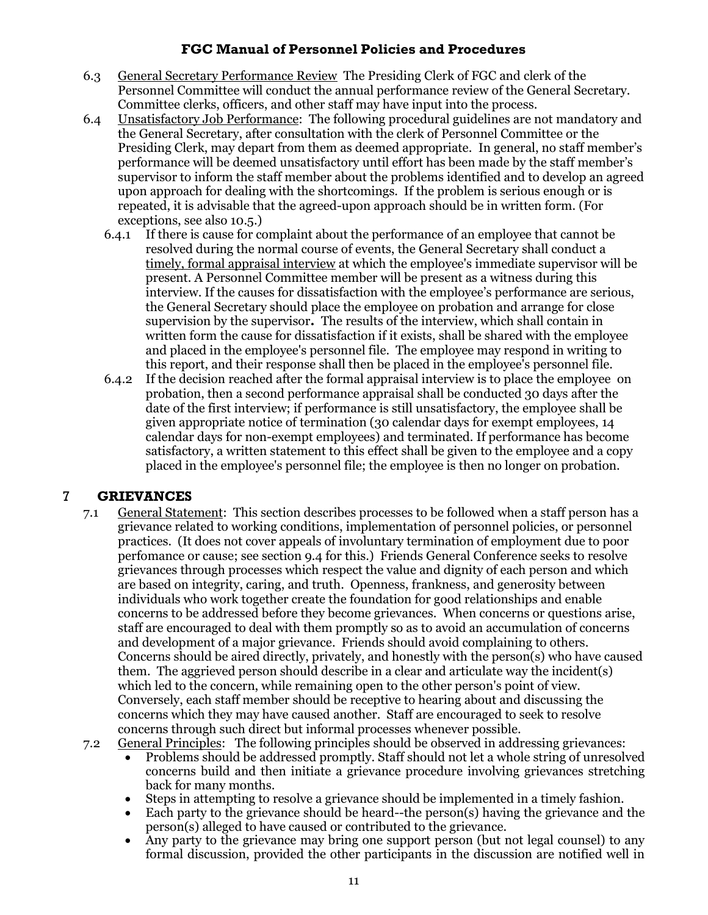6.3 General Secretary Performance Review The Presiding Clerk of FGC and clerk of the Personnel Committee will conduct the annual performance review of the General Secretary. Committee clerks, officers, and other staff may have input into the process.

6.4 Unsatisfactory Job Performance: The following procedural guidelines are not mandatory and the General Secretary, after consultation with the clerk of Personnel Committee or the Presiding Clerk, may depart from them as deemed appropriate. In general, no staff member's performance will be deemed unsatisfactory until effort has been made by the staff member's supervisor to inform the staff member about the problems identified and to develop an agreed upon approach for dealing with the shortcomings. If the problem is serious enough or is repeated, it is advisable that the agreed-upon approach should be in written form. (For exceptions, see also 10.5.)

6.4.1 If there is cause for complaint about the performance of an employee that cannot be resolved during the normal course of events, the General Secretary shall conduct a timely, formal appraisal interview at which the employee's immediate supervisor will be present. A Personnel Committee member will be present as a witness during this interview. If the causes for dissatisfaction with the employee's performance are serious, the General Secretary should place the employee on probation and arrange for close supervision by the supervisor**.** The results of the interview, which shall contain in written form the cause for dissatisfaction if it exists, shall be shared with the employee and placed in the employee's personnel file. The employee may respond in writing to this report, and their response shall then be placed in the employee's personnel file.

6.4.2 If the decision reached after the formal appraisal interview is to place the employee on probation, then a second performance appraisal shall be conducted 30 days after the date of the first interview; if performance is still unsatisfactory, the employee shall be given appropriate notice of termination (30 calendar days for exempt employees, 14 calendar days for non-exempt employees) and terminated. If performance has become satisfactory, a written statement to this effect shall be given to the employee and a copy placed in the employee's personnel file; the employee is then no longer on probation.

# 7 GRIEVANCES

7.1 General Statement: This section describes processes to be followed when a staff person has a grievance related to working conditions, implementation of personnel policies, or personnel practices. (It does not cover appeals of involuntary termination of employment due to poor perfomance or cause; see section 9.4 for this.) Friends General Conference seeks to resolve grievances through processes which respect the value and dignity of each person and which are based on integrity, caring, and truth. Openness, frankness, and generosity between individuals who work together create the foundation for good relationships and enable concerns to be addressed before they become grievances. When concerns or questions arise, staff are encouraged to deal with them promptly so as to avoid an accumulation of concerns and development of a major grievance. Friends should avoid complaining to others. Concerns should be aired directly, privately, and honestly with the person(s) who have caused them. The aggrieved person should describe in a clear and articulate way the incident(s) which led to the concern, while remaining open to the other person's point of view. Conversely, each staff member should be receptive to hearing about and discussing the concerns which they may have caused another. Staff are encouraged to seek to resolve concerns through such direct but informal processes whenever possible.

7.2 General Principles: The following principles should be observed in addressing grievances:

- Problems should be addressed promptly. Staff should not let a whole string of unresolved concerns build and then initiate a grievance procedure involving grievances stretching back for many months.
- Steps in attempting to resolve a grievance should be implemented in a timely fashion.
- Each party to the grievance should be heard--the person(s) having the grievance and the person(s) alleged to have caused or contributed to the grievance.
- Any party to the grievance may bring one support person (but not legal counsel) to any formal discussion, provided the other participants in the discussion are notified well in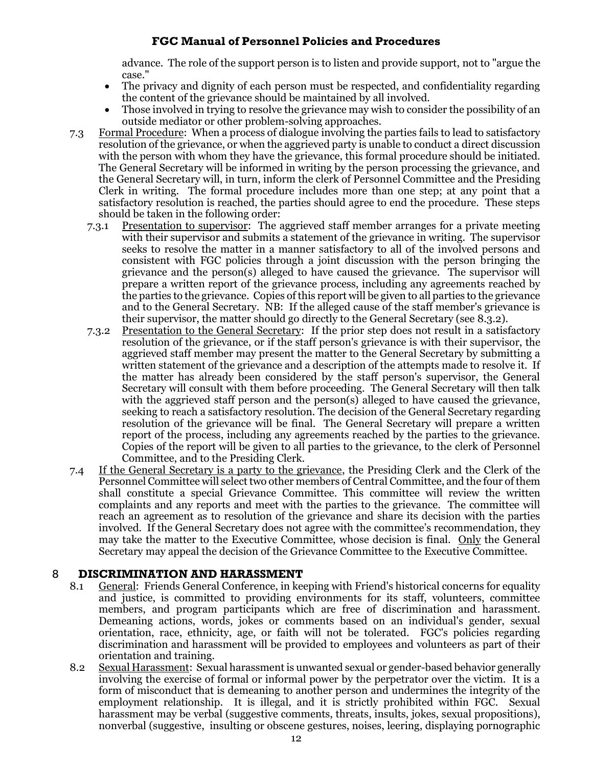advance. The role of the support person is to listen and provide support, not to "argue the case."

- The privacy and dignity of each person must be respected, and confidentiality regarding the content of the grievance should be maintained by all involved.
- Those involved in trying to resolve the grievance may wish to consider the possibility of an outside mediator or other problem-solving approaches.

7.3 Formal Procedure: When a process of dialogue involving the parties fails to lead to satisfactory resolution of the grievance, or when the aggrieved party is unable to conduct a direct discussion with the person with whom they have the grievance, this formal procedure should be initiated. The General Secretary will be informed in writing by the person processing the grievance, and the General Secretary will, in turn, inform the clerk of Personnel Committee and the Presiding Clerk in writing. The formal procedure includes more than one step; at any point that a satisfactory resolution is reached, the parties should agree to end the procedure. These steps should be taken in the following order:

7.3.1 Presentation to supervisor: The aggrieved staff member arranges for a private meeting with their supervisor and submits a statement of the grievance in writing. The supervisor seeks to resolve the matter in a manner satisfactory to all of the involved persons and consistent with FGC policies through a joint discussion with the person bringing the grievance and the person(s) alleged to have caused the grievance. The supervisor will prepare a written report of the grievance process, including any agreements reached by the parties to the grievance. Copies of this report will be given to all parties to the grievance and to the General Secretary. NB: If the alleged cause of the staff member's grievance is their supervisor, the matter should go directly to the General Secretary (see 8.3.2).

7.3.2 Presentation to the General Secretary: If the prior step does not result in a satisfactory resolution of the grievance, or if the staff person's grievance is with their supervisor, the aggrieved staff member may present the matter to the General Secretary by submitting a written statement of the grievance and a description of the attempts made to resolve it. If the matter has already been considered by the staff person's supervisor, the General Secretary will consult with them before proceeding. The General Secretary will then talk with the aggrieved staff person and the person(s) alleged to have caused the grievance, seeking to reach a satisfactory resolution. The decision of the General Secretary regarding resolution of the grievance will be final. The General Secretary will prepare a written report of the process, including any agreements reached by the parties to the grievance. Copies of the report will be given to all parties to the grievance, to the clerk of Personnel Committee, and to the Presiding Clerk.

7.4 If the General Secretary is a party to the grievance, the Presiding Clerk and the Clerk of the Personnel Committee will select two other members of Central Committee, and the four of them shall constitute a special Grievance Committee. This committee will review the written complaints and any reports and meet with the parties to the grievance. The committee will reach an agreement as to resolution of the grievance and share its decision with the parties involved. If the General Secretary does not agree with the committee's recommendation, they may take the matter to the Executive Committee, whose decision is final. Only the General Secretary may appeal the decision of the Grievance Committee to the Executive Committee.

## 8 DISCRIMINATION AND HARASSMENT

8.1 General: Friends General Conference, in keeping with Friend's historical concerns for equality and justice, is committed to providing environments for its staff, volunteers, committee members, and program participants which are free of discrimination and harassment. Demeaning actions, words, jokes or comments based on an individual's gender, sexual orientation, race, ethnicity, age, or faith will not be tolerated. FGC's policies regarding discrimination and harassment will be provided to employees and volunteers as part of their orientation and training.

8.2 Sexual Harassment: Sexual harassment is unwanted sexual or gender-based behavior generally involving the exercise of formal or informal power by the perpetrator over the victim. It is a form of misconduct that is demeaning to another person and undermines the integrity of the employment relationship. It is illegal, and it is strictly prohibited within FGC. Sexual harassment may be verbal (suggestive comments, threats, insults, jokes, sexual propositions), nonverbal (suggestive, insulting or obscene gestures, noises, leering, displaying pornographic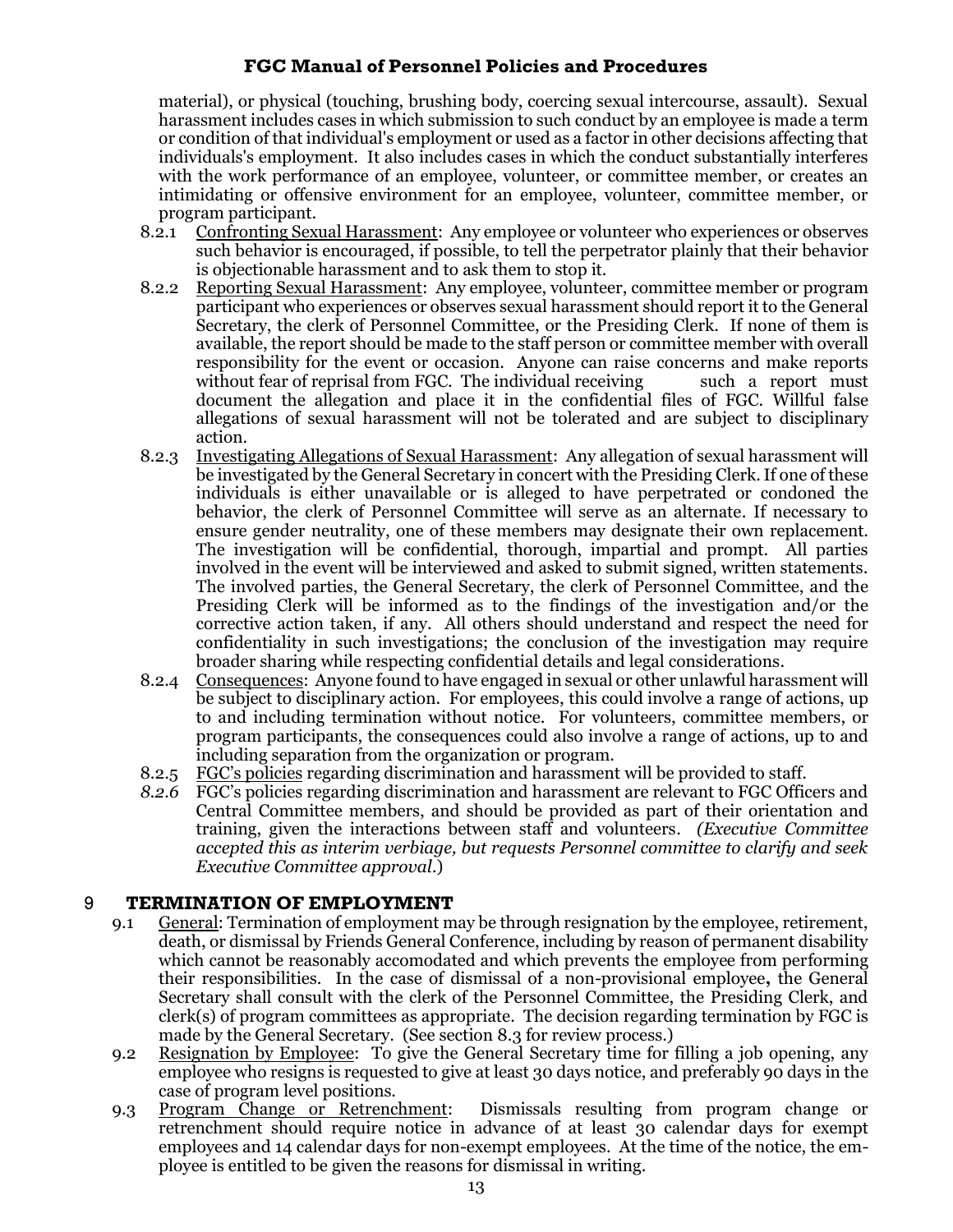material), or physical (touching, brushing body, coercing sexual intercourse, assault). Sexual harassment includes cases in which submission to such conduct by an employee is made a term or condition of that individual's employment or used as a factor in other decisions affecting that individuals's employment. It also includes cases in which the conduct substantially interferes with the work performance of an employee, volunteer, or committee member, or creates an intimidating or offensive environment for an employee, volunteer, committee member, or program participant.

- 8.2.1 Confronting Sexual Harassment: Any employee or volunteer who experiences or observes such behavior is encouraged, if possible, to tell the perpetrator plainly that their behavior is objectionable harassment and to ask them to stop it.
- 8.2.2 Reporting Sexual Harassment: Any employee, volunteer, committee member or program participant who experiences or observes sexual harassment should report it to the General Secretary, the clerk of Personnel Committee, or the Presiding Clerk. If none of them is available, the report should be made to the staff person or committee member with overall responsibility for the event or occasion. Anyone can raise concerns and make reports without fear of reprisal from FGC. The individual receiving such a report must document the allegation and place it in the confidential files of FGC. Willful false allegations of sexual harassment will not be tolerated and are subject to disciplinary action.
- 8.2.3 Investigating Allegations of Sexual Harassment: Any allegation of sexual harassment will be investigated by the General Secretary in concert with the Presiding Clerk. If one of these individuals is either unavailable or is alleged to have perpetrated or condoned the behavior, the clerk of Personnel Committee will serve as an alternate. If necessary to ensure gender neutrality, one of these members may designate their own replacement. The investigation will be confidential, thorough, impartial and prompt. All parties involved in the event will be interviewed and asked to submit signed, written statements. The involved parties, the General Secretary, the clerk of Personnel Committee, and the Presiding Clerk will be informed as to the findings of the investigation and/or the corrective action taken, if any. All others should understand and respect the need for confidentiality in such investigations; the conclusion of the investigation may require broader sharing while respecting confidential details and legal considerations.
- 8.2.4 Consequences: Anyone found to have engaged in sexual or other unlawful harassment will be subject to disciplinary action. For employees, this could involve a range of actions, up to and including termination without notice. For volunteers, committee members, or program participants, the consequences could also involve a range of actions, up to and including separation from the organization or program.
- 8.2.5 FGC's policies regarding discrimination and harassment will be provided to staff.
- *8.2.6* FGC's policies regarding discrimination and harassment are relevant to FGC Officers and Central Committee members, and should be provided as part of their orientation and training, given the interactions between staff and volunteers. *(Executive Committee accepted this as interim verbiage, but requests Personnel committee to clarify and seek Executive Committee approval.*)

## 9 TERMINATION OF EMPLOYMENT

- 9.1 General: Termination of employment may be through resignation by the employee, retirement, death, or dismissal by Friends General Conference, including by reason of permanent disability which cannot be reasonably accomodated and which prevents the employee from performing their responsibilities. In the case of dismissal of a non-provisional employee**,** the General Secretary shall consult with the clerk of the Personnel Committee, the Presiding Clerk, and clerk(s) of program committees as appropriate. The decision regarding termination by FGC is made by the General Secretary. (See section 8.3 for review process.)
- 9.2 Resignation by Employee: To give the General Secretary time for filling a job opening, any employee who resigns is requested to give at least 30 days notice, and preferably 90 days in the case of program level positions.
- 9.3 Program Change or Retrenchment: Dismissals resulting from program change or retrenchment should require notice in advance of at least 30 calendar days for exempt employees and 14 calendar days for non-exempt employees. At the time of the notice, the employee is entitled to be given the reasons for dismissal in writing.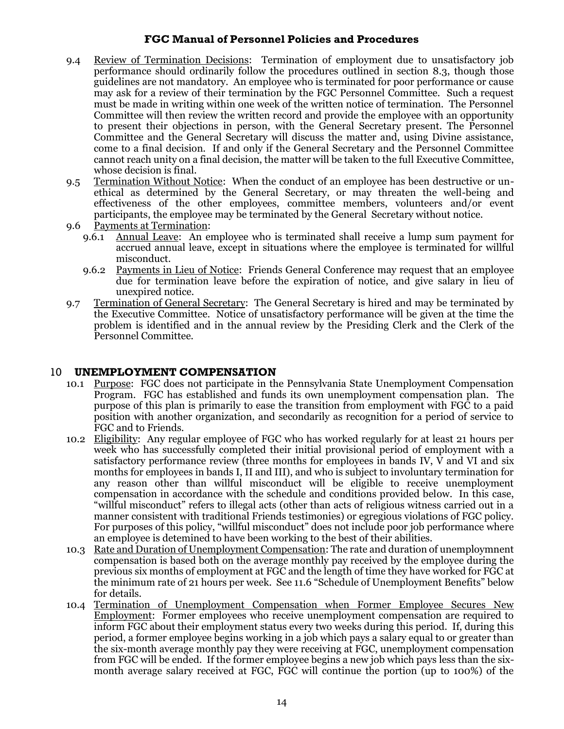- 9.4 Review of Termination Decisions: Termination of employment due to unsatisfactory job performance should ordinarily follow the procedures outlined in section 8.3, though those guidelines are not mandatory. An employee who is terminated for poor performance or cause may ask for a review of their termination by the FGC Personnel Committee. Such a request must be made in writing within one week of the written notice of termination. The Personnel Committee will then review the written record and provide the employee with an opportunity to present their objections in person, with the General Secretary present. The Personnel Committee and the General Secretary will discuss the matter and, using Divine assistance, come to a final decision. If and only if the General Secretary and the Personnel Committee cannot reach unity on a final decision, the matter will be taken to the full Executive Committee, whose decision is final.
- 9.5 Termination Without Notice: When the conduct of an employee has been destructive or unethical as determined by the General Secretary, or may threaten the well-being and effectiveness of the other employees, committee members, volunteers and/or event participants, the employee may be terminated by the General Secretary without notice.
- 9.6 Payments at Termination:
  - 9.6.1 Annual Leave: An employee who is terminated shall receive a lump sum payment for accrued annual leave, except in situations where the employee is terminated for willful misconduct.
  - 9.6.2 Payments in Lieu of Notice: Friends General Conference may request that an employee due for termination leave before the expiration of notice, and give salary in lieu of unexpired notice.
- 9.7 Termination of General Secretary: The General Secretary is hired and may be terminated by the Executive Committee. Notice of unsatisfactory performance will be given at the time the problem is identified and in the annual review by the Presiding Clerk and the Clerk of the Personnel Committee.

## 10 UNEMPLOYMENT COMPENSATION

- 10.1 Purpose: FGC does not participate in the Pennsylvania State Unemployment Compensation Program. FGC has established and funds its own unemployment compensation plan. The purpose of this plan is primarily to ease the transition from employment with FGC to a paid position with another organization, and secondarily as recognition for a period of service to FGC and to Friends.
- 10.2 Eligibility: Any regular employee of FGC who has worked regularly for at least 21 hours per week who has successfully completed their initial provisional period of employment with a satisfactory performance review (three months for employees in bands IV, V and VI and six months for employees in bands I, II and III), and who is subject to involuntary termination for any reason other than willful misconduct will be eligible to receive unemployment compensation in accordance with the schedule and conditions provided below. In this case, "willful misconduct" refers to illegal acts (other than acts of religious witness carried out in a manner consistent with traditional Friends testimonies) or egregious violations of FGC policy. For purposes of this policy, "willful misconduct" does not include poor job performance where an employee is detemined to have been working to the best of their abilities.
- 10.3 Rate and Duration of Unemployment Compensation: The rate and duration of unemploymnent compensation is based both on the average monthly pay received by the employee during the previous six months of employment at FGC and the length of time they have worked for FGC at the minimum rate of 21 hours per week. See 11.6 "Schedule of Unemployment Benefits" below for details.
- 10.4 Termination of Unemployment Compensation when Former Employee Secures New Employment: Former employees who receive unemployment compensation are required to inform FGC about their employment status every two weeks during this period. If, during this period, a former employee begins working in a job which pays a salary equal to or greater than the six-month average monthly pay they were receiving at FGC, unemployment compensation from FGC will be ended. If the former employee begins a new job which pays less than the six-month average salary received at FGC, FGC will continue the portion (up to 100%) of the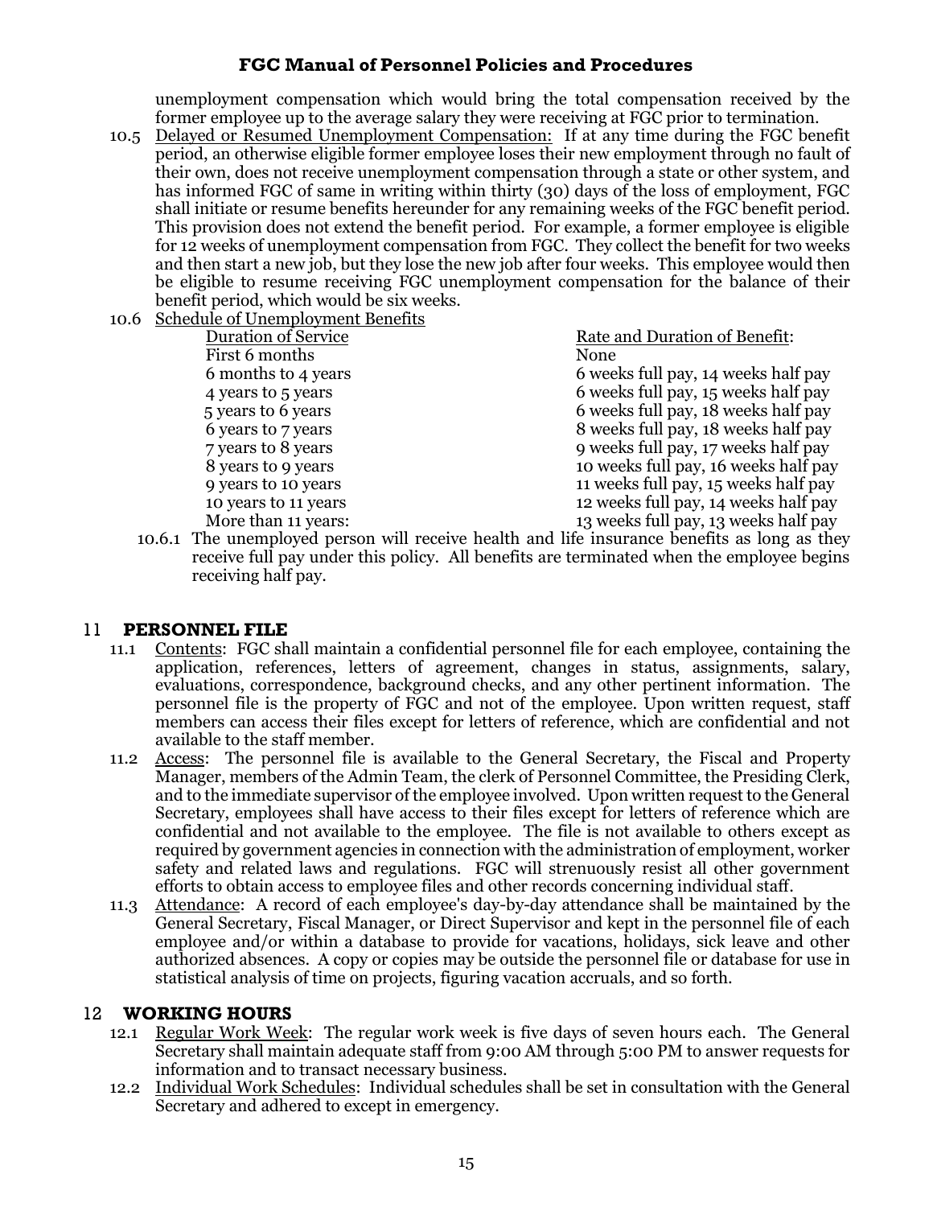unemployment compensation which would bring the total compensation received by the former employee up to the average salary they were receiving at FGC prior to termination.

10.5 Delayed or Resumed Unemployment Compensation: If at any time during the FGC benefit period, an otherwise eligible former employee loses their new employment through no fault of their own, does not receive unemployment compensation through a state or other system, and has informed FGC of same in writing within thirty (30) days of the loss of employment, FGC shall initiate or resume benefits hereunder for any remaining weeks of the FGC benefit period. This provision does not extend the benefit period. For example, a former employee is eligible for 12 weeks of unemployment compensation from FGC. They collect the benefit for two weeks and then start a new job, but they lose the new job after four weeks. This employee would then be eligible to resume receiving FGC unemployment compensation for the balance of their benefit period, which would be six weeks.

10.6 Schedule of Unemployment Benefits

| Duration of Service | Rate and Duration of Benefit: |
|---|---|
| First 6 months | None |
| 6 months to 4 years | 6 weeks full pay, 14 weeks half pay |
| 4 years to 5 years | 6 weeks full pay, 15 weeks half pay |
| 5 years to 6 years | 6 weeks full pay, 18 weeks half pay |
| 6 years to 7 years | 8 weeks full pay, 18 weeks half pay |
| 7 years to 8 years | 9 weeks full pay, 17 weeks half pay |
| 8 years to 9 years | 10 weeks full pay, 16 weeks half pay |
| 9 years to 10 years | 11 weeks full pay, 15 weeks half pay |
| 10 years to 11 years | 12 weeks full pay, 14 weeks half pay |
| More than 11 years: | 13 weeks full pay, 13 weeks half pay |

10.6.1 The unemployed person will receive health and life insurance benefits as long as they receive full pay under this policy. All benefits are terminated when the employee begins receiving half pay.

## 11 PERSONNEL FILE

11.1 Contents: FGC shall maintain a confidential personnel file for each employee, containing the application, references, letters of agreement, changes in status, assignments, salary, evaluations, correspondence, background checks, and any other pertinent information. The personnel file is the property of FGC and not of the employee. Upon written request, staff members can access their files except for letters of reference, which are confidential and not available to the staff member.

11.2 Access: The personnel file is available to the General Secretary, the Fiscal and Property Manager, members of the Admin Team, the clerk of Personnel Committee, the Presiding Clerk, and to the immediate supervisor of the employee involved. Upon written request to the General Secretary, employees shall have access to their files except for letters of reference which are confidential and not available to the employee. The file is not available to others except as required by government agencies in connection with the administration of employment, worker safety and related laws and regulations. FGC will strenuously resist all other government efforts to obtain access to employee files and other records concerning individual staff.

11.3 Attendance: A record of each employee's day-by-day attendance shall be maintained by the General Secretary, Fiscal Manager, or Direct Supervisor and kept in the personnel file of each employee and/or within a database to provide for vacations, holidays, sick leave and other authorized absences. A copy or copies may be outside the personnel file or database for use in statistical analysis of time on projects, figuring vacation accruals, and so forth.

## 12 WORKING HOURS

12.1 Regular Work Week: The regular work week is five days of seven hours each. The General Secretary shall maintain adequate staff from 9:00 AM through 5:00 PM to answer requests for information and to transact necessary business.

12.2 Individual Work Schedules: Individual schedules shall be set in consultation with the General Secretary and adhered to except in emergency.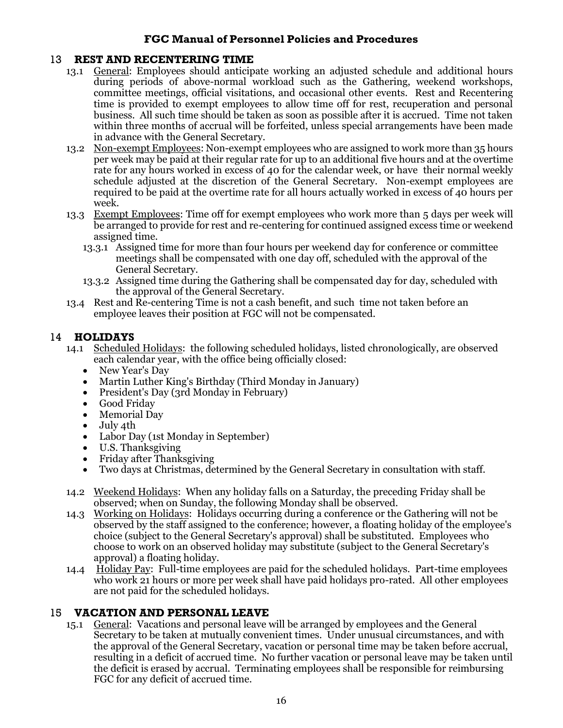## 13 REST AND RECENTERING TIME

13.1 General: Employees should anticipate working an adjusted schedule and additional hours during periods of above-normal workload such as the Gathering, weekend workshops, committee meetings, official visitations, and occasional other events. Rest and Recentering time is provided to exempt employees to allow time off for rest, recuperation and personal business. All such time should be taken as soon as possible after it is accrued. Time not taken within three months of accrual will be forfeited, unless special arrangements have been made in advance with the General Secretary.

13.2 Non-exempt Employees: Non-exempt employees who are assigned to work more than 35 hours per week may be paid at their regular rate for up to an additional five hours and at the overtime rate for any hours worked in excess of 40 for the calendar week, or have their normal weekly schedule adjusted at the discretion of the General Secretary. Non-exempt employees are required to be paid at the overtime rate for all hours actually worked in excess of 40 hours per week.

13.3 Exempt Employees: Time off for exempt employees who work more than 5 days per week will be arranged to provide for rest and re-centering for continued assigned excess time or weekend assigned time.

13.3.1 Assigned time for more than four hours per weekend day for conference or committee meetings shall be compensated with one day off, scheduled with the approval of the General Secretary.

13.3.2 Assigned time during the Gathering shall be compensated day for day, scheduled with the approval of the General Secretary.

13.4 Rest and Re-centering Time is not a cash benefit, and such time not taken before an employee leaves their position at FGC will not be compensated.

## 14 HOLIDAYS

14.1 Scheduled Holidays: the following scheduled holidays, listed chronologically, are observed each calendar year, with the office being officially closed:

- New Year's Day
- Martin Luther King's Birthday (Third Monday in January)
- President's Day (3rd Monday in February)
- Good Friday
- Memorial Day
- July 4th
- Labor Day (1st Monday in September)
- U.S. Thanksgiving
- Friday after Thanksgiving
- Two days at Christmas, determined by the General Secretary in consultation with staff.

14.2 Weekend Holidays: When any holiday falls on a Saturday, the preceding Friday shall be observed; when on Sunday, the following Monday shall be observed.

14.3 Working on Holidays: Holidays occurring during a conference or the Gathering will not be observed by the staff assigned to the conference; however, a floating holiday of the employee's choice (subject to the General Secretary's approval) shall be substituted. Employees who choose to work on an observed holiday may substitute (subject to the General Secretary's approval) a floating holiday.

14.4 Holiday Pay: Full-time employees are paid for the scheduled holidays. Part-time employees who work 21 hours or more per week shall have paid holidays pro-rated. All other employees are not paid for the scheduled holidays.

## 15 VACATION AND PERSONAL LEAVE

15.1 General: Vacations and personal leave will be arranged by employees and the General Secretary to be taken at mutually convenient times. Under unusual circumstances, and with the approval of the General Secretary, vacation or personal time may be taken before accrual, resulting in a deficit of accrued time. No further vacation or personal leave may be taken until the deficit is erased by accrual. Terminating employees shall be responsible for reimbursing FGC for any deficit of accrued time.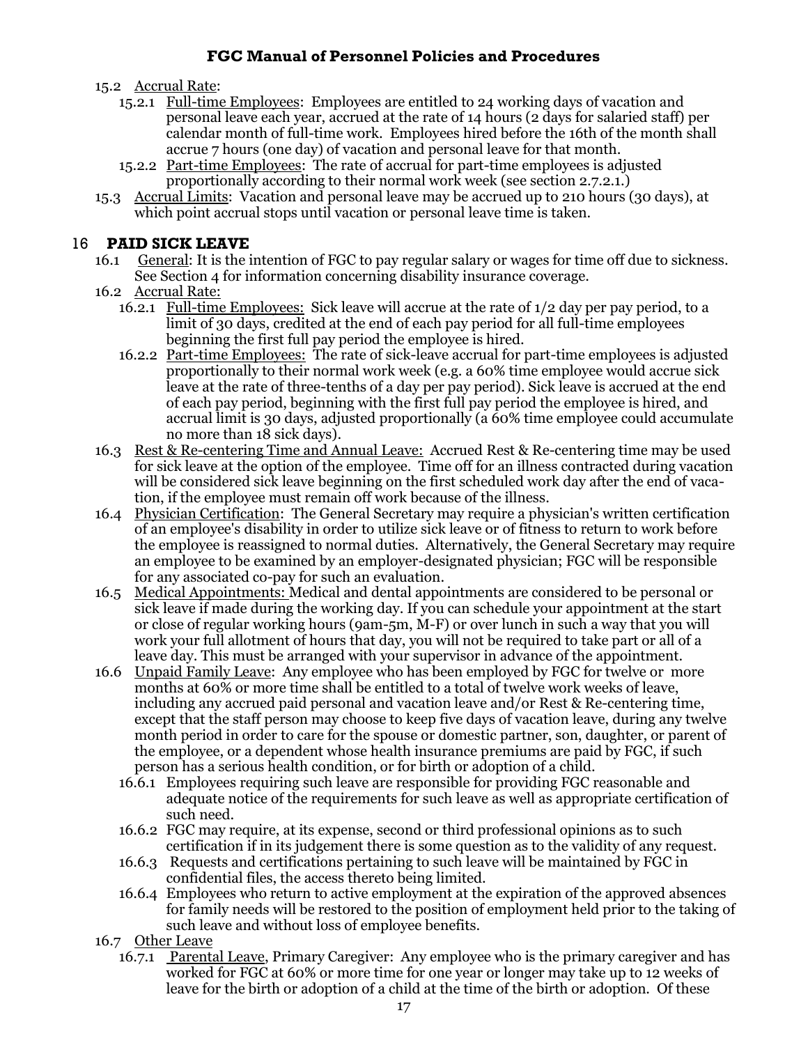15.2 Accrual Rate:

15.2.1 Full-time Employees: Employees are entitled to 24 working days of vacation and personal leave each year, accrued at the rate of 14 hours (2 days for salaried staff) per calendar month of full-time work. Employees hired before the 16th of the month shall accrue 7 hours (one day) of vacation and personal leave for that month.

15.2.2 Part-time Employees: The rate of accrual for part-time employees is adjusted proportionally according to their normal work week (see section 2.7.2.1.)

15.3 Accrual Limits: Vacation and personal leave may be accrued up to 210 hours (30 days), at which point accrual stops until vacation or personal leave time is taken.

# 16 PAID SICK LEAVE

16.1 General: It is the intention of FGC to pay regular salary or wages for time off due to sickness. See Section 4 for information concerning disability insurance coverage.

16.2 Accrual Rate:

16.2.1 Full-time Employees: Sick leave will accrue at the rate of 1/2 day per pay period, to a limit of 30 days, credited at the end of each pay period for all full-time employees beginning the first full pay period the employee is hired.

16.2.2 Part-time Employees: The rate of sick-leave accrual for part-time employees is adjusted proportionally to their normal work week (e.g. a 60% time employee would accrue sick leave at the rate of three-tenths of a day per pay period). Sick leave is accrued at the end of each pay period, beginning with the first full pay period the employee is hired, and accrual limit is 30 days, adjusted proportionally (a 60% time employee could accumulate no more than 18 sick days).

16.3 Rest & Re-centering Time and Annual Leave: Accrued Rest & Re-centering time may be used for sick leave at the option of the employee. Time off for an illness contracted during vacation will be considered sick leave beginning on the first scheduled work day after the end of vacation, if the employee must remain off work because of the illness.

16.4 Physician Certification: The General Secretary may require a physician's written certification of an employee's disability in order to utilize sick leave or of fitness to return to work before the employee is reassigned to normal duties. Alternatively, the General Secretary may require an employee to be examined by an employer-designated physician; FGC will be responsible for any associated co-pay for such an evaluation.

16.5 Medical Appointments: Medical and dental appointments are considered to be personal or sick leave if made during the working day. If you can schedule your appointment at the start or close of regular working hours (9am-5m, M-F) or over lunch in such a way that you will work your full allotment of hours that day, you will not be required to take part or all of a leave day. This must be arranged with your supervisor in advance of the appointment.

16.6 Unpaid Family Leave: Any employee who has been employed by FGC for twelve or more months at 60% or more time shall be entitled to a total of twelve work weeks of leave, including any accrued paid personal and vacation leave and/or Rest & Re-centering time, except that the staff person may choose to keep five days of vacation leave, during any twelve month period in order to care for the spouse or domestic partner, son, daughter, or parent of the employee, or a dependent whose health insurance premiums are paid by FGC, if such person has a serious health condition, or for birth or adoption of a child.

16.6.1 Employees requiring such leave are responsible for providing FGC reasonable and adequate notice of the requirements for such leave as well as appropriate certification of such need.

16.6.2 FGC may require, at its expense, second or third professional opinions as to such certification if in its judgement there is some question as to the validity of any request.

16.6.3 Requests and certifications pertaining to such leave will be maintained by FGC in confidential files, the access thereto being limited.

16.6.4 Employees who return to active employment at the expiration of the approved absences for family needs will be restored to the position of employment held prior to the taking of such leave and without loss of employee benefits.

16.7 Other Leave

16.7.1 Parental Leave, Primary Caregiver: Any employee who is the primary caregiver and has worked for FGC at 60% or more time for one year or longer may take up to 12 weeks of leave for the birth or adoption of a child at the time of the birth or adoption. Of these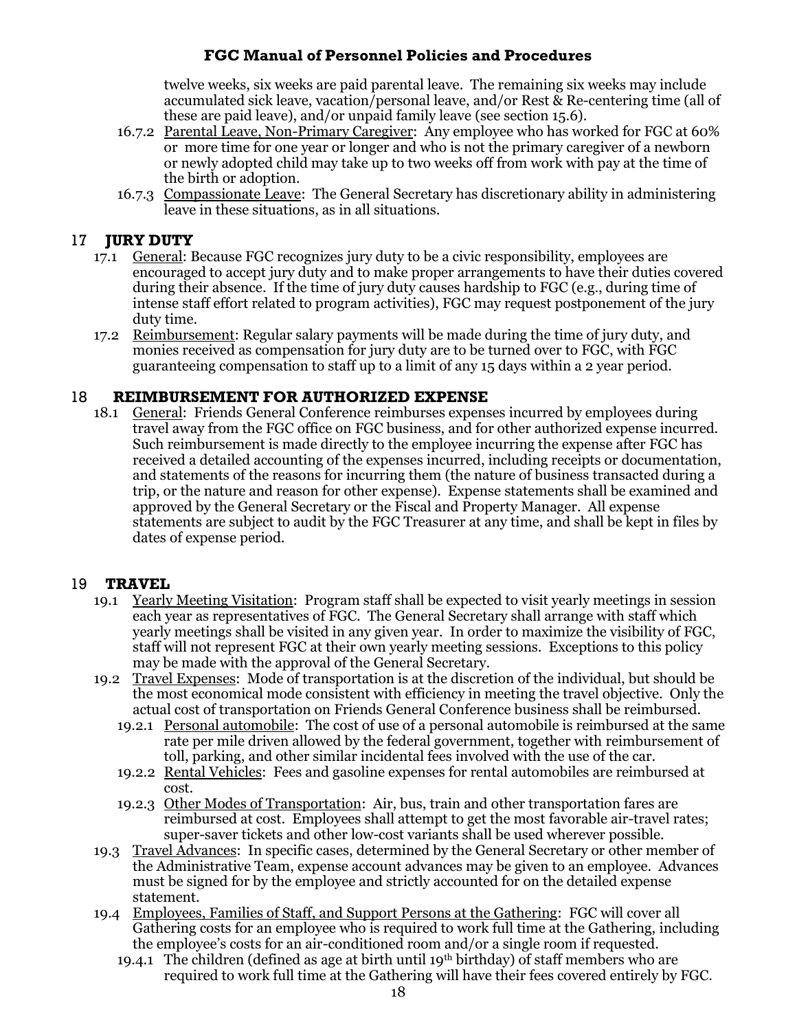twelve weeks, six weeks are paid parental leave. The remaining six weeks may include accumulated sick leave, vacation/personal leave, and/or Rest & Re-centering time (all of these are paid leave), and/or unpaid family leave (see section 15.6).

16.7.2 Parental Leave, Non-Primary Caregiver: Any employee who has worked for FGC at 60% or more time for one year or longer and who is not the primary caregiver of a newborn or newly adopted child may take up to two weeks off from work with pay at the time of the birth or adoption.

16.7.3 Compassionate Leave: The General Secretary has discretionary ability in administering leave in these situations, as in all situations.

## 17 JURY DUTY

17.1 General: Because FGC recognizes jury duty to be a civic responsibility, employees are encouraged to accept jury duty and to make proper arrangements to have their duties covered during their absence. If the time of jury duty causes hardship to FGC (e.g., during time of intense staff effort related to program activities), FGC may request postponement of the jury duty time.

17.2 Reimbursement: Regular salary payments will be made during the time of jury duty, and monies received as compensation for jury duty are to be turned over to FGC, with FGC guaranteeing compensation to staff up to a limit of any 15 days within a 2 year period.

## 18 REIMBURSEMENT FOR AUTHORIZED EXPENSE

18.1 General: Friends General Conference reimburses expenses incurred by employees during travel away from the FGC office on FGC business, and for other authorized expense incurred. Such reimbursement is made directly to the employee incurring the expense after FGC has received a detailed accounting of the expenses incurred, including receipts or documentation, and statements of the reasons for incurring them (the nature of business transacted during a trip, or the nature and reason for other expense). Expense statements shall be examined and approved by the General Secretary or the Fiscal and Property Manager. All expense statements are subject to audit by the FGC Treasurer at any time, and shall be kept in files by dates of expense period.

## 19 TRAVEL

19.1 Yearly Meeting Visitation: Program staff shall be expected to visit yearly meetings in session each year as representatives of FGC. The General Secretary shall arrange with staff which yearly meetings shall be visited in any given year. In order to maximize the visibility of FGC, staff will not represent FGC at their own yearly meeting sessions. Exceptions to this policy may be made with the approval of the General Secretary.

19.2 Travel Expenses: Mode of transportation is at the discretion of the individual, but should be the most economical mode consistent with efficiency in meeting the travel objective. Only the actual cost of transportation on Friends General Conference business shall be reimbursed.

19.2.1 Personal automobile: The cost of use of a personal automobile is reimbursed at the same rate per mile driven allowed by the federal government, together with reimbursement of toll, parking, and other similar incidental fees involved with the use of the car.

19.2.2 Rental Vehicles: Fees and gasoline expenses for rental automobiles are reimbursed at cost.

19.2.3 Other Modes of Transportation: Air, bus, train and other transportation fares are reimbursed at cost. Employees shall attempt to get the most favorable air-travel rates; super-saver tickets and other low-cost variants shall be used wherever possible.

19.3 Travel Advances: In specific cases, determined by the General Secretary or other member of the Administrative Team, expense account advances may be given to an employee. Advances must be signed for by the employee and strictly accounted for on the detailed expense statement.

19.4 Employees, Families of Staff, and Support Persons at the Gathering: FGC will cover all Gathering costs for an employee who is required to work full time at the Gathering, including the employee's costs for an air-conditioned room and/or a single room if requested.

19.4.1 The children (defined as age at birth until 19th birthday) of staff members who are required to work full time at the Gathering will have their fees covered entirely by FGC.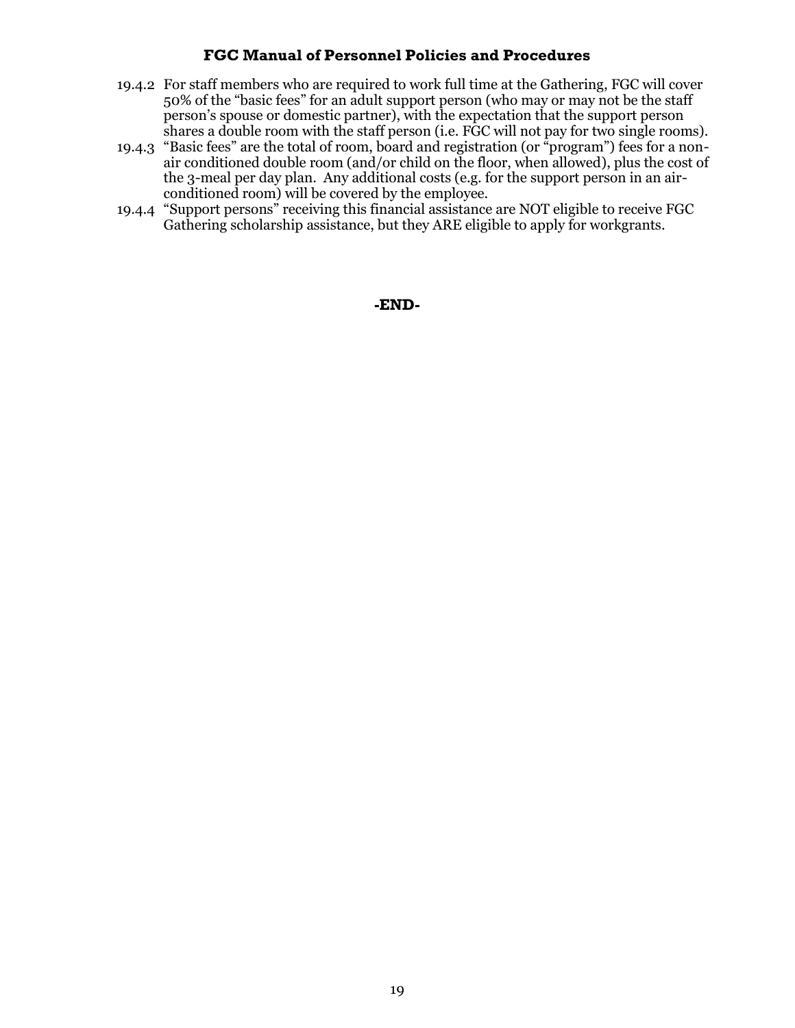19.4.2 For staff members who are required to work full time at the Gathering, FGC will cover 50% of the "basic fees" for an adult support person (who may or may not be the staff person's spouse or domestic partner), with the expectation that the support person shares a double room with the staff person (i.e. FGC will not pay for two single rooms).

19.4.3 "Basic fees" are the total of room, board and registration (or "program") fees for a non-air conditioned double room (and/or child on the floor, when allowed), plus the cost of the 3-meal per day plan. Any additional costs (e.g. for the support person in an air-conditioned room) will be covered by the employee.

19.4.4 "Support persons" receiving this financial assistance are NOT eligible to receive FGC Gathering scholarship assistance, but they ARE eligible to apply for workgrants.

**-END-**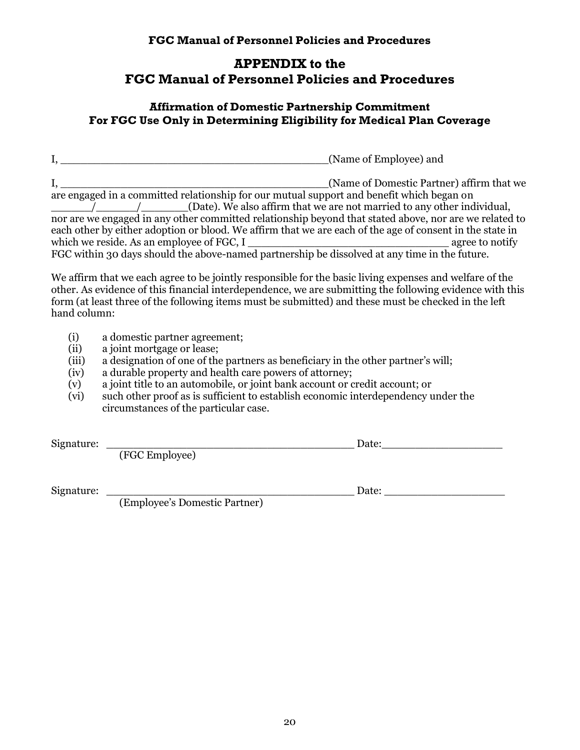# APPENDIX to the FGC Manual of Personnel Policies and Procedures

## Affirmation of Domestic Partnership Commitment For FGC Use Only in Determining Eligibility for Medical Plan Coverage

I, ________________________________________(Name of Employee) and

I, ________________________________________(Name of Domestic Partner) affirm that we are engaged in a committed relationship for our mutual support and benefit which began on ______/______/_______(Date). We also affirm that we are not married to any other individual, nor are we engaged in any other committed relationship beyond that stated above, nor are we related to each other by either adoption or blood. We affirm that we are each of the age of consent in the state in which we reside. As an employee of FGC, I ______________________________ agree to notify FGC within 30 days should the above-named partnership be dissolved at any time in the future.

We affirm that we each agree to be jointly responsible for the basic living expenses and welfare of the other. As evidence of this financial interdependence, we are submitting the following evidence with this form (at least three of the following items must be submitted) and these must be checked in the left hand column:

(i) a domestic partner agreement;
(ii) a joint mortgage or lease;
(iii) a designation of one of the partners as beneficiary in the other partner's will;
(iv) a durable property and health care powers of attorney;
(v) a joint title to an automobile, or joint bank account or credit account; or
(vi) such other proof as is sufficient to establish economic interdependency under the circumstances of the particular case.

Signature: ______________________________________ Date:__________________
(FGC Employee)

Signature: ______________________________________ Date: __________________
(Employee's Domestic Partner)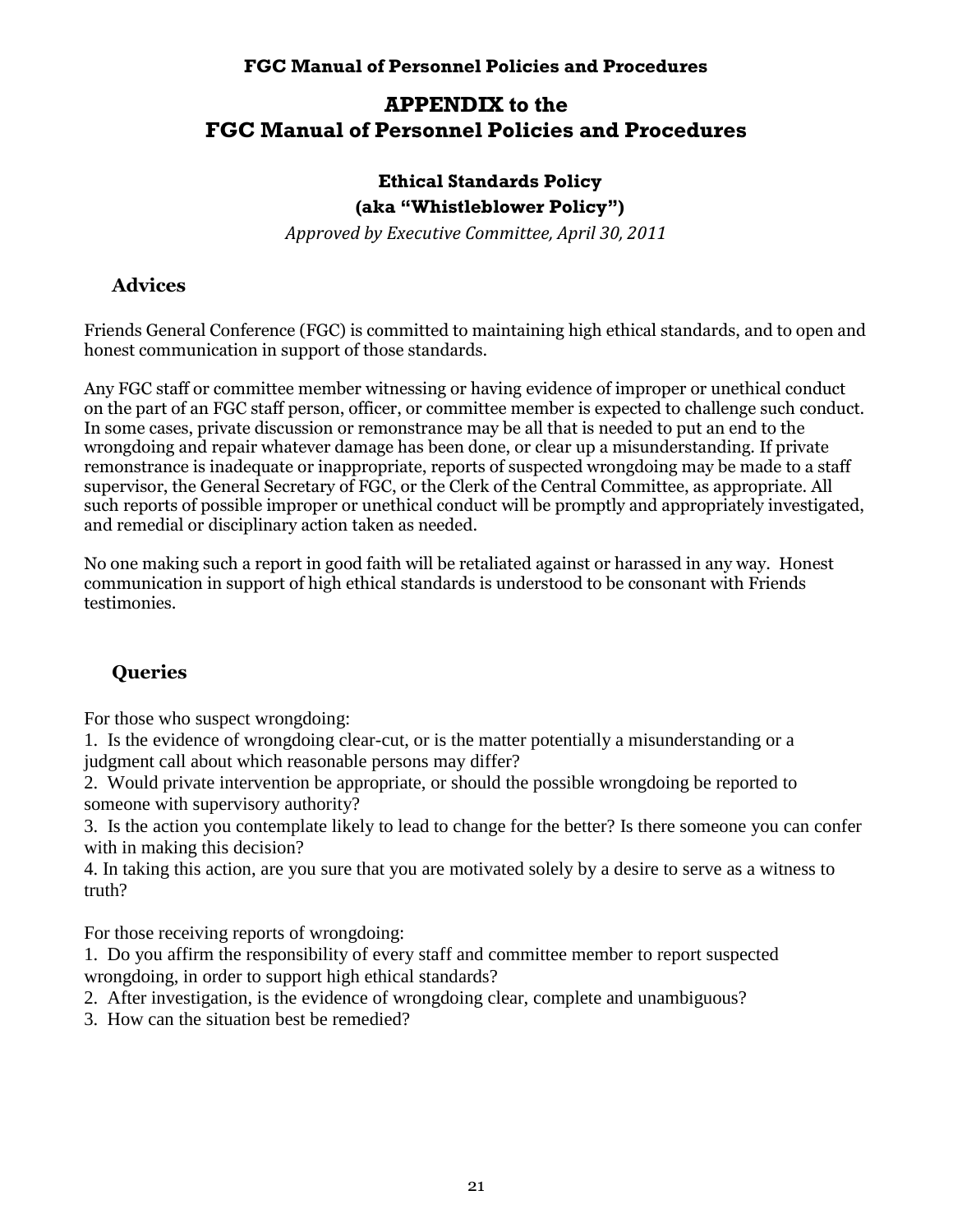# APPENDIX to the FGC Manual of Personnel Policies and Procedures

## Ethical Standards Policy
## (aka "Whistleblower Policy")

*Approved by Executive Committee, April 30, 2011*

### Advices

Friends General Conference (FGC) is committed to maintaining high ethical standards, and to open and honest communication in support of those standards.

Any FGC staff or committee member witnessing or having evidence of improper or unethical conduct on the part of an FGC staff person, officer, or committee member is expected to challenge such conduct. In some cases, private discussion or remonstrance may be all that is needed to put an end to the wrongdoing and repair whatever damage has been done, or clear up a misunderstanding. If private remonstrance is inadequate or inappropriate, reports of suspected wrongdoing may be made to a staff supervisor, the General Secretary of FGC, or the Clerk of the Central Committee, as appropriate. All such reports of possible improper or unethical conduct will be promptly and appropriately investigated, and remedial or disciplinary action taken as needed.

No one making such a report in good faith will be retaliated against or harassed in any way. Honest communication in support of high ethical standards is understood to be consonant with Friends testimonies.

### Queries

For those who suspect wrongdoing:

1. Is the evidence of wrongdoing clear-cut, or is the matter potentially a misunderstanding or a judgment call about which reasonable persons may differ?
2. Would private intervention be appropriate, or should the possible wrongdoing be reported to someone with supervisory authority?
3. Is the action you contemplate likely to lead to change for the better? Is there someone you can confer with in making this decision?
4. In taking this action, are you sure that you are motivated solely by a desire to serve as a witness to truth?

For those receiving reports of wrongdoing:

1. Do you affirm the responsibility of every staff and committee member to report suspected wrongdoing, in order to support high ethical standards?
2. After investigation, is the evidence of wrongdoing clear, complete and unambiguous?
3. How can the situation best be remedied?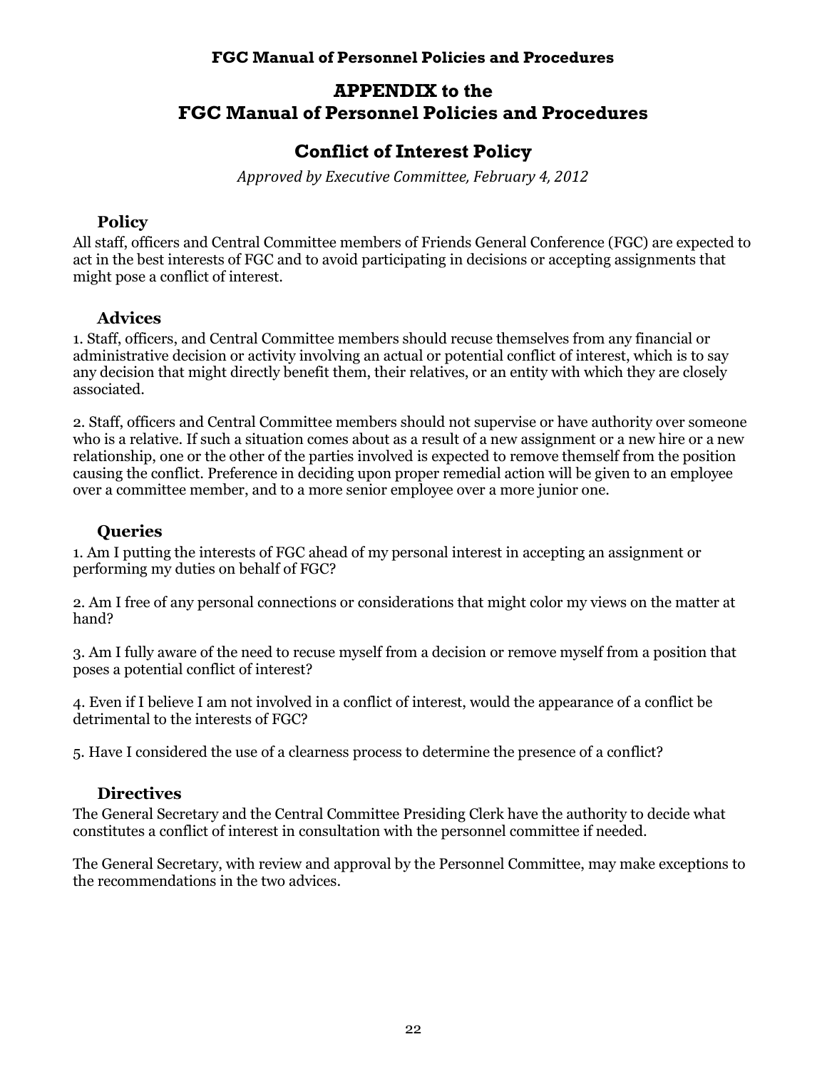# APPENDIX to the FGC Manual of Personnel Policies and Procedures

## Conflict of Interest Policy

*Approved by Executive Committee, February 4, 2012*

### Policy

All staff, officers and Central Committee members of Friends General Conference (FGC) are expected to act in the best interests of FGC and to avoid participating in decisions or accepting assignments that might pose a conflict of interest.

### Advices

1. Staff, officers, and Central Committee members should recuse themselves from any financial or administrative decision or activity involving an actual or potential conflict of interest, which is to say any decision that might directly benefit them, their relatives, or an entity with which they are closely associated.

2. Staff, officers and Central Committee members should not supervise or have authority over someone who is a relative. If such a situation comes about as a result of a new assignment or a new hire or a new relationship, one or the other of the parties involved is expected to remove themself from the position causing the conflict. Preference in deciding upon proper remedial action will be given to an employee over a committee member, and to a more senior employee over a more junior one.

### Queries

1. Am I putting the interests of FGC ahead of my personal interest in accepting an assignment or performing my duties on behalf of FGC?

2. Am I free of any personal connections or considerations that might color my views on the matter at hand?

3. Am I fully aware of the need to recuse myself from a decision or remove myself from a position that poses a potential conflict of interest?

4. Even if I believe I am not involved in a conflict of interest, would the appearance of a conflict be detrimental to the interests of FGC?

5. Have I considered the use of a clearness process to determine the presence of a conflict?

### Directives

The General Secretary and the Central Committee Presiding Clerk have the authority to decide what constitutes a conflict of interest in consultation with the personnel committee if needed.

The General Secretary, with review and approval by the Personnel Committee, may make exceptions to the recommendations in the two advices.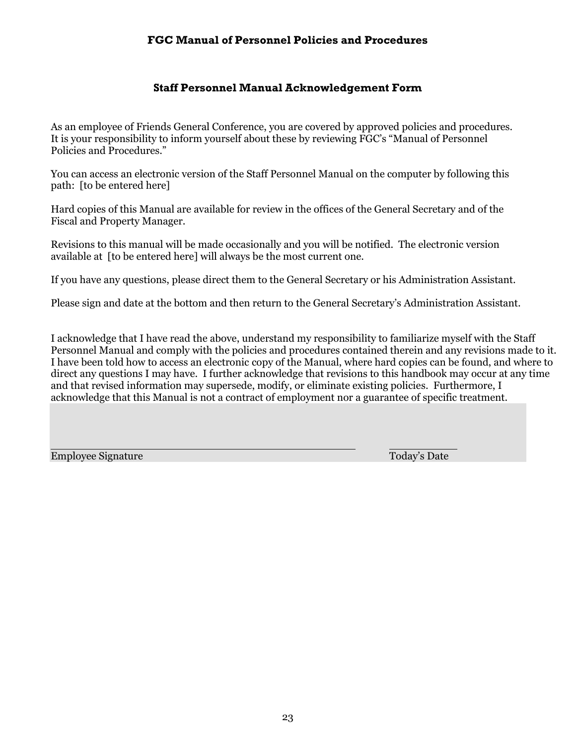## Staff Personnel Manual Acknowledgement Form

As an employee of Friends General Conference, you are covered by approved policies and procedures. It is your responsibility to inform yourself about these by reviewing FGC's "Manual of Personnel Policies and Procedures."

You can access an electronic version of the Staff Personnel Manual on the computer by following this path: [to be entered here]

Hard copies of this Manual are available for review in the offices of the General Secretary and of the Fiscal and Property Manager.

Revisions to this manual will be made occasionally and you will be notified. The electronic version available at [to be entered here] will always be the most current one.

If you have any questions, please direct them to the General Secretary or his Administration Assistant.

Please sign and date at the bottom and then return to the General Secretary's Administration Assistant.

I acknowledge that I have read the above, understand my responsibility to familiarize myself with the Staff Personnel Manual and comply with the policies and procedures contained therein and any revisions made to it. I have been told how to access an electronic copy of the Manual, where hard copies can be found, and where to direct any questions I may have. I further acknowledge that revisions to this handbook may occur at any time and that revised information may supersede, modify, or eliminate existing policies. Furthermore, I acknowledge that this Manual is not a contract of employment nor a guarantee of specific treatment.

\_\_\_\_\_\_\_\_\_\_\_\_\_\_\_\_\_\_\_\_\_\_\_\_\_\_\_\_\_\_\_\_\_\_\_\_\_\_ \_\_\_\_\_\_\_\_\_\_\_\_

Employee Signature Today's Date